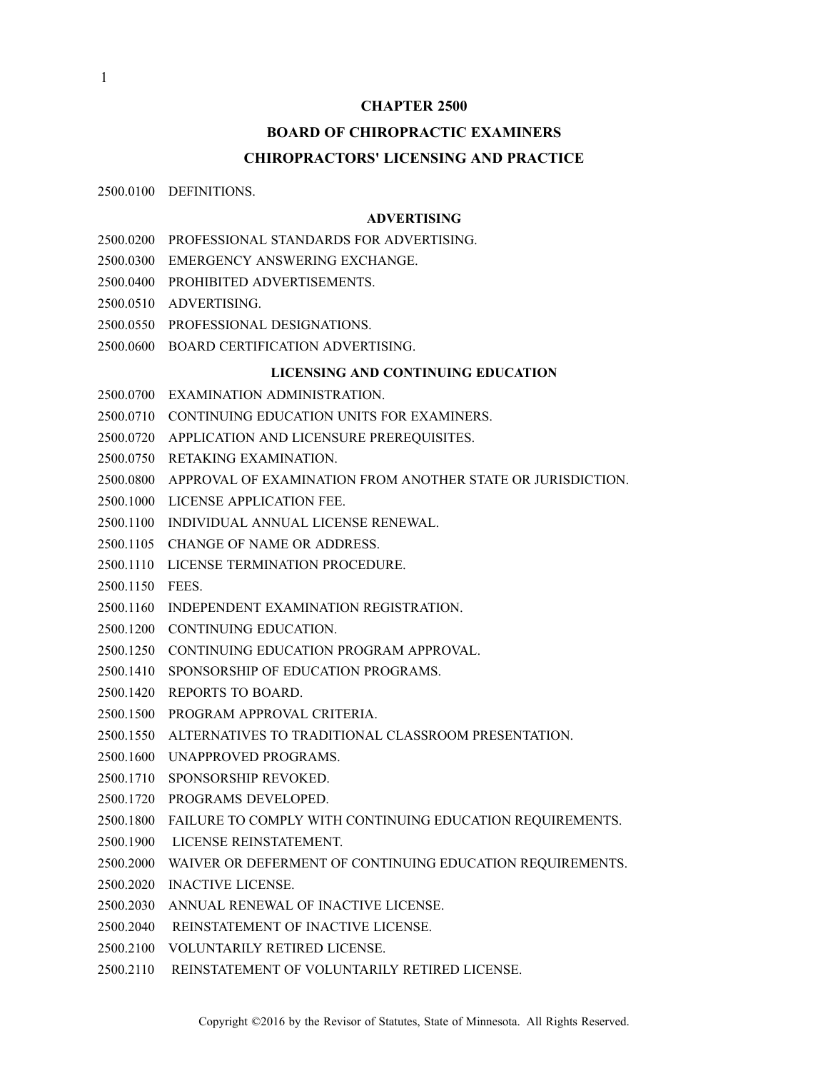# CHAPTER 2500

## BOARD OF CHIROPRACTIC EXAMINERS

## CHIROPRACTORS' LICENSING AND PRACTICE

2500.0100 DEFINITIONS.

### ADVERTISING

2500.0200 PROFESSIONAL STANDARDS FOR ADVERTISING.

2500.0300 EMERGENCY ANSWERING EXCHANGE.

2500.0400 PROHIBITED ADVERTISEMENTS.

2500.0510 ADVERTISING.

2500.0550 PROFESSIONAL DESIGNATIONS.

2500.0600 BOARD CERTIFICATION ADVERTISING.

### LICENSING AND CONTINUING EDUCATION

2500.0700 EXAMINATION ADMINISTRATION.

2500.0710 CONTINUING EDUCATION UNITS FOR EXAMINERS.

2500.0720 APPLICATION AND LICENSURE PREREQUISITES.

2500.0750 RETAKING EXAMINATION.

2500.0800 APPROVAL OF EXAMINATION FROM ANOTHER STATE OR JURISDICTION.

2500.1000 LICENSE APPLICATION FEE.

2500.1100 INDIVIDUAL ANNUAL LICENSE RENEWAL.

2500.1105 CHANGE OF NAME OR ADDRESS.

2500.1110 LICENSE TERMINATION PROCEDURE.

2500.1150 FEES.

2500.1160 INDEPENDENT EXAMINATION REGISTRATION.

2500.1200 CONTINUING EDUCATION.

2500.1250 CONTINUING EDUCATION PROGRAM APPROVAL.

2500.1410 SPONSORSHIP OF EDUCATION PROGRAMS.

2500.1420 REPORTS TO BOARD.

2500.1500 PROGRAM APPROVAL CRITERIA.

2500.1550 ALTERNATIVES TO TRADITIONAL CLASSROOM PRESENTATION.

2500.1600 UNAPPROVED PROGRAMS.

2500.1710 SPONSORSHIP REVOKED.

2500.1720 PROGRAMS DEVELOPED.

2500.1800 FAILURE TO COMPLY WITH CONTINUING EDUCATION REQUIREMENTS.

2500.1900 LICENSE REINSTATEMENT.

2500.2000 WAIVER OR DEFERMENT OF CONTINUING EDUCATION REQUIREMENTS.

2500.2020 INACTIVE LICENSE.

2500.2030 ANNUAL RENEWAL OF INACTIVE LICENSE.

2500.2040 REINSTATEMENT OF INACTIVE LICENSE.

2500.2100 VOLUNTARILY RETIRED LICENSE.

2500.2110 REINSTATEMENT OF VOLUNTARILY RETIRED LICENSE.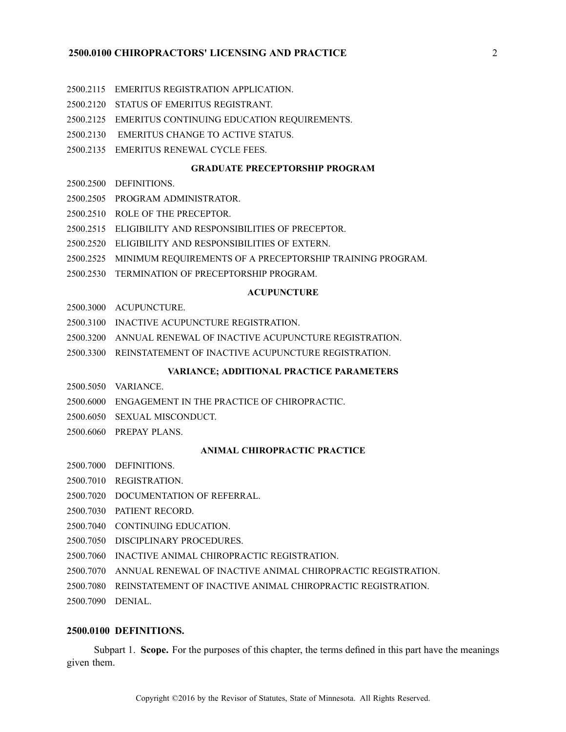2500.2115 EMERITUS REGISTRATION APPLICATION.

2500.2120 STATUS OF EMERITUS REGISTRANT.

2500.2125 EMERITUS CONTINUING EDUCATION REQUIREMENTS.

2500.2130 EMERITUS CHANGE TO ACTIVE STATUS.

2500.2135 EMERITUS RENEWAL CYCLE FEES.

**GRADUATE PRECEPTORSHIP PROGRAM**

2500.2500 DEFINITIONS.

2500.2505 PROGRAM ADMINISTRATOR.

2500.2510 ROLE OF THE PRECEPTOR.

2500.2515 ELIGIBILITY AND RESPONSIBILITIES OF PRECEPTOR.

2500.2520 ELIGIBILITY AND RESPONSIBILITIES OF EXTERN.

2500.2525 MINIMUM REQUIREMENTS OF A PRECEPTORSHIP TRAINING PROGRAM.

2500.2530 TERMINATION OF PRECEPTORSHIP PROGRAM.

**ACUPUNCTURE**

2500.3000 ACUPUNCTURE.

2500.3100 INACTIVE ACUPUNCTURE REGISTRATION.

2500.3200 ANNUAL RENEWAL OF INACTIVE ACUPUNCTURE REGISTRATION.

2500.3300 REINSTATEMENT OF INACTIVE ACUPUNCTURE REGISTRATION.

**VARIANCE; ADDITIONAL PRACTICE PARAMETERS**

2500.5050 VARIANCE.

2500.6000 ENGAGEMENT IN THE PRACTICE OF CHIROPRACTIC.

2500.6050 SEXUAL MISCONDUCT.

2500.6060 PREPAY PLANS.

**ANIMAL CHIROPRACTIC PRACTICE**

2500.7000 DEFINITIONS.

2500.7010 REGISTRATION.

2500.7020 DOCUMENTATION OF REFERRAL.

2500.7030 PATIENT RECORD.

2500.7040 CONTINUING EDUCATION.

2500.7050 DISCIPLINARY PROCEDURES.

2500.7060 INACTIVE ANIMAL CHIROPRACTIC REGISTRATION.

2500.7070 ANNUAL RENEWAL OF INACTIVE ANIMAL CHIROPRACTIC REGISTRATION.

2500.7080 REINSTATEMENT OF INACTIVE ANIMAL CHIROPRACTIC REGISTRATION.

2500.7090 DENIAL.

## 2500.0100 DEFINITIONS.

Subpart 1. **Scope.** For the purposes of this chapter, the terms defined in this part have the meanings given them.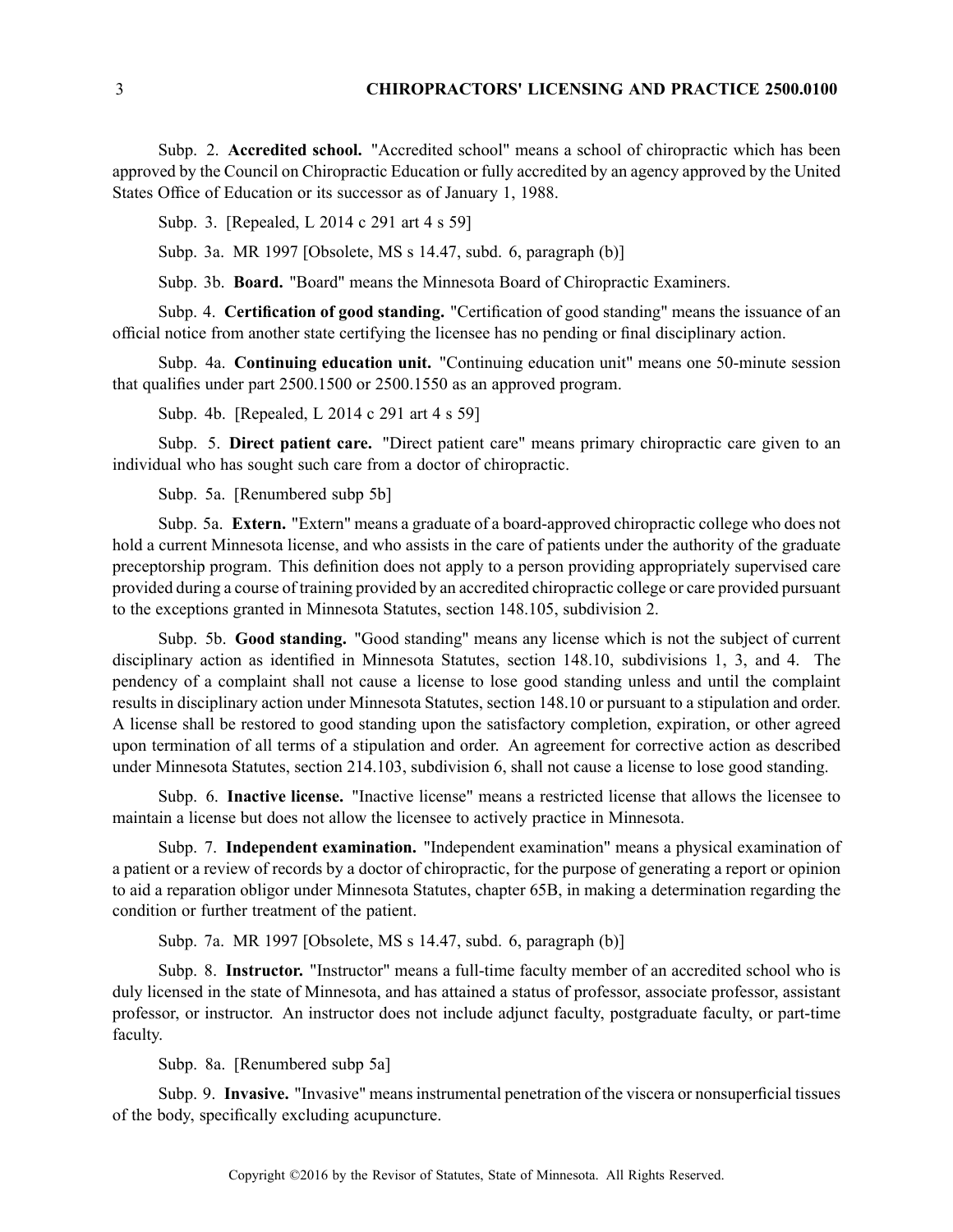Subp. 2. **Accredited school.** "Accredited school" means a school of chiropractic which has been approved by the Council on Chiropractic Education or fully accredited by an agency approved by the United States Office of Education or its successor as of January 1, 1988.

Subp. 3. [Repealed, L 2014 c 291 art 4 s 59]

Subp. 3a. MR 1997 [Obsolete, MS s 14.47, subd. 6, paragraph (b)]

Subp. 3b. **Board.** "Board" means the Minnesota Board of Chiropractic Examiners.

Subp. 4. **Certification of good standing.** "Certification of good standing" means the issuance of an official notice from another state certifying the licensee has no pending or final disciplinary action.

Subp. 4a. **Continuing education unit.** "Continuing education unit" means one 50-minute session that qualifies under part 2500.1500 or 2500.1550 as an approved program.

Subp. 4b. [Repealed, L 2014 c 291 art 4 s 59]

Subp. 5. **Direct patient care.** "Direct patient care" means primary chiropractic care given to an individual who has sought such care from a doctor of chiropractic.

Subp. 5a. [Renumbered subp 5b]

Subp. 5a. **Extern.** "Extern" means a graduate of a board-approved chiropractic college who does not hold a current Minnesota license, and who assists in the care of patients under the authority of the graduate preceptorship program. This definition does not apply to a person providing appropriately supervised care provided during a course of training provided by an accredited chiropractic college or care provided pursuant to the exceptions granted in Minnesota Statutes, section 148.105, subdivision 2.

Subp. 5b. **Good standing.** "Good standing" means any license which is not the subject of current disciplinary action as identified in Minnesota Statutes, section 148.10, subdivisions 1, 3, and 4. The pendency of a complaint shall not cause a license to lose good standing unless and until the complaint results in disciplinary action under Minnesota Statutes, section 148.10 or pursuant to a stipulation and order. A license shall be restored to good standing upon the satisfactory completion, expiration, or other agreed upon termination of all terms of a stipulation and order. An agreement for corrective action as described under Minnesota Statutes, section 214.103, subdivision 6, shall not cause a license to lose good standing.

Subp. 6. **Inactive license.** "Inactive license" means a restricted license that allows the licensee to maintain a license but does not allow the licensee to actively practice in Minnesota.

Subp. 7. **Independent examination.** "Independent examination" means a physical examination of a patient or a review of records by a doctor of chiropractic, for the purpose of generating a report or opinion to aid a reparation obligor under Minnesota Statutes, chapter 65B, in making a determination regarding the condition or further treatment of the patient.

Subp. 7a. MR 1997 [Obsolete, MS s 14.47, subd. 6, paragraph (b)]

Subp. 8. **Instructor.** "Instructor" means a full-time faculty member of an accredited school who is duly licensed in the state of Minnesota, and has attained a status of professor, associate professor, assistant professor, or instructor. An instructor does not include adjunct faculty, postgraduate faculty, or part-time faculty.

Subp. 8a. [Renumbered subp 5a]

Subp. 9. **Invasive.** "Invasive" means instrumental penetration of the viscera or nonsuperficial tissues of the body, specifically excluding acupuncture.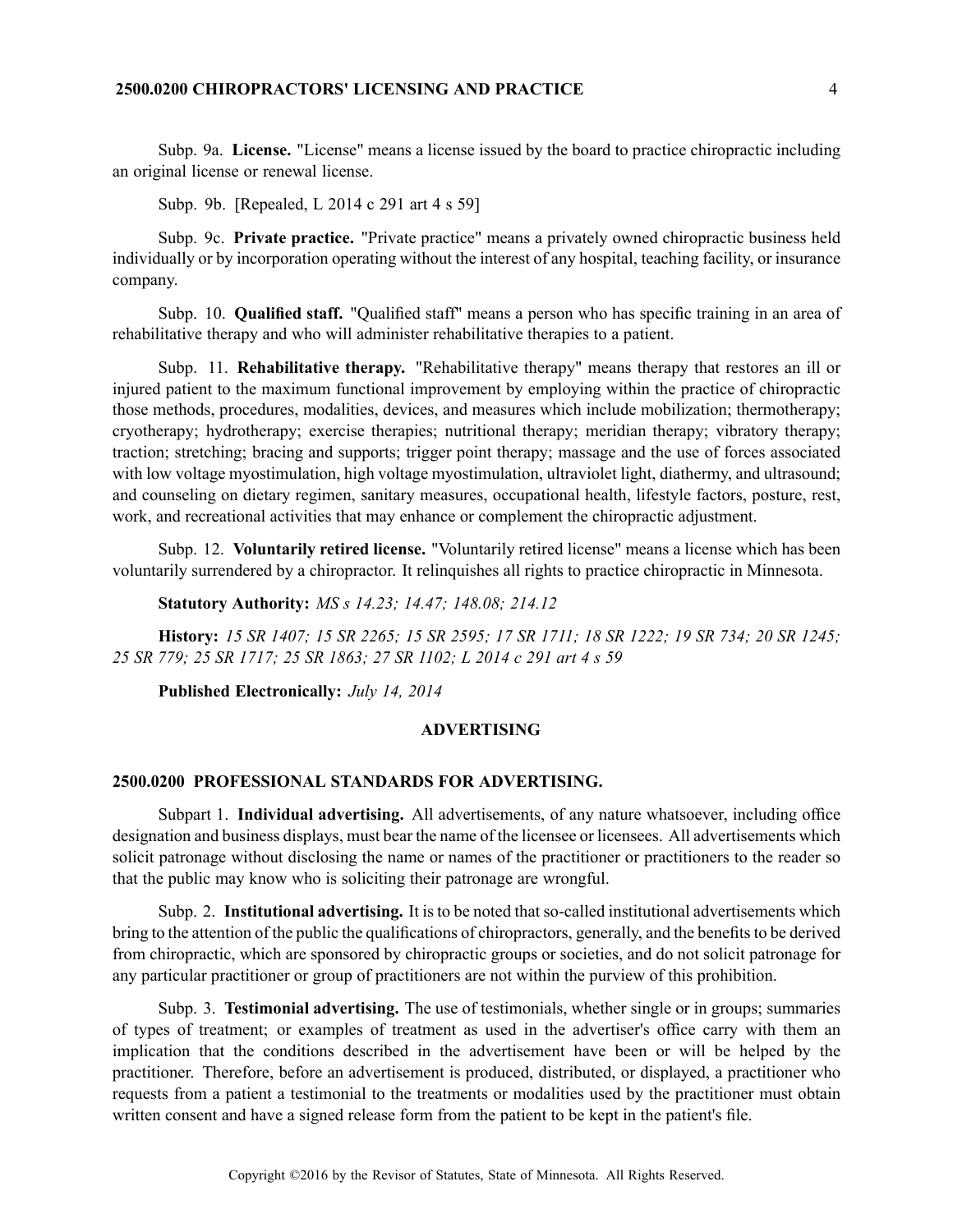Subp. 9a. **License.** "License" means a license issued by the board to practice chiropractic including an original license or renewal license.

Subp. 9b. [Repealed, L 2014 c 291 art 4 s 59]

Subp. 9c. **Private practice.** "Private practice" means a privately owned chiropractic business held individually or by incorporation operating without the interest of any hospital, teaching facility, or insurance company.

Subp. 10. **Qualified staff.** "Qualified staff" means a person who has specific training in an area of rehabilitative therapy and who will administer rehabilitative therapies to a patient.

Subp. 11. **Rehabilitative therapy.** "Rehabilitative therapy" means therapy that restores an ill or injured patient to the maximum functional improvement by employing within the practice of chiropractic those methods, procedures, modalities, devices, and measures which include mobilization; thermotherapy; cryotherapy; hydrotherapy; exercise therapies; nutritional therapy; meridian therapy; vibratory therapy; traction; stretching; bracing and supports; trigger point therapy; massage and the use of forces associated with low voltage myostimulation, high voltage myostimulation, ultraviolet light, diathermy, and ultrasound; and counseling on dietary regimen, sanitary measures, occupational health, lifestyle factors, posture, rest, work, and recreational activities that may enhance or complement the chiropractic adjustment.

Subp. 12. **Voluntarily retired license.** "Voluntarily retired license" means a license which has been voluntarily surrendered by a chiropractor. It relinquishes all rights to practice chiropractic in Minnesota.

**Statutory Authority:** *MS s 14.23; 14.47; 148.08; 214.12*

**History:** *15 SR 1407; 15 SR 2265; 15 SR 2595; 17 SR 1711; 18 SR 1222; 19 SR 734; 20 SR 1245; 25 SR 779; 25 SR 1717; 25 SR 1863; 27 SR 1102; L 2014 c 291 art 4 s 59*

**Published Electronically:** *July 14, 2014*

## ADVERTISING

### 2500.0200 PROFESSIONAL STANDARDS FOR ADVERTISING.

Subpart 1. **Individual advertising.** All advertisements, of any nature whatsoever, including office designation and business displays, must bear the name of the licensee or licensees. All advertisements which solicit patronage without disclosing the name or names of the practitioner or practitioners to the reader so that the public may know who is soliciting their patronage are wrongful.

Subp. 2. **Institutional advertising.** It is to be noted that so-called institutional advertisements which bring to the attention of the public the qualifications of chiropractors, generally, and the benefits to be derived from chiropractic, which are sponsored by chiropractic groups or societies, and do not solicit patronage for any particular practitioner or group of practitioners are not within the purview of this prohibition.

Subp. 3. **Testimonial advertising.** The use of testimonials, whether single or in groups; summaries of types of treatment; or examples of treatment as used in the advertiser's office carry with them an implication that the conditions described in the advertisement have been or will be helped by the practitioner. Therefore, before an advertisement is produced, distributed, or displayed, a practitioner who requests from a patient a testimonial to the treatments or modalities used by the practitioner must obtain written consent and have a signed release form from the patient to be kept in the patient's file.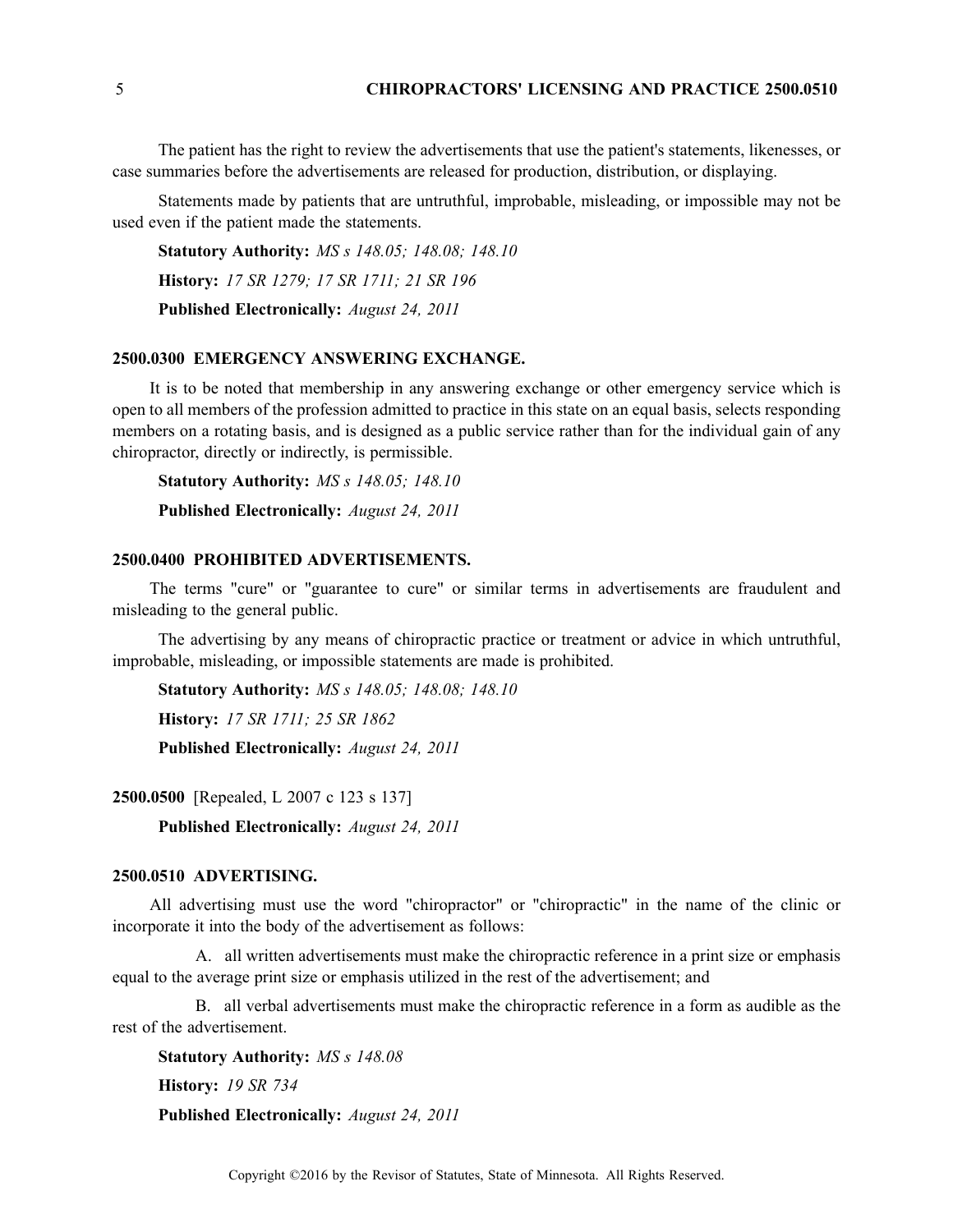The patient has the right to review the advertisements that use the patient's statements, likenesses, or case summaries before the advertisements are released for production, distribution, or displaying.

Statements made by patients that are untruthful, improbable, misleading, or impossible may not be used even if the patient made the statements.

**Statutory Authority:** *MS s 148.05; 148.08; 148.10*

**History:** *17 SR 1279; 17 SR 1711; 21 SR 196*

**Published Electronically:** *August 24, 2011*

### 2500.0300 EMERGENCY ANSWERING EXCHANGE.

It is to be noted that membership in any answering exchange or other emergency service which is open to all members of the profession admitted to practice in this state on an equal basis, selects responding members on a rotating basis, and is designed as a public service rather than for the individual gain of any chiropractor, directly or indirectly, is permissible.

**Statutory Authority:** *MS s 148.05; 148.10*

**Published Electronically:** *August 24, 2011*

### 2500.0400 PROHIBITED ADVERTISEMENTS.

The terms "cure" or "guarantee to cure" or similar terms in advertisements are fraudulent and misleading to the general public.

The advertising by any means of chiropractic practice or treatment or advice in which untruthful, improbable, misleading, or impossible statements are made is prohibited.

**Statutory Authority:** *MS s 148.05; 148.08; 148.10*

**History:** *17 SR 1711; 25 SR 1862*

**Published Electronically:** *August 24, 2011*

**2500.0500** [Repealed, L 2007 c 123 s 137]

**Published Electronically:** *August 24, 2011*

### 2500.0510 ADVERTISING.

All advertising must use the word "chiropractor" or "chiropractic" in the name of the clinic or incorporate it into the body of the advertisement as follows:

A. all written advertisements must make the chiropractic reference in a print size or emphasis equal to the average print size or emphasis utilized in the rest of the advertisement; and

B. all verbal advertisements must make the chiropractic reference in a form as audible as the rest of the advertisement.

**Statutory Authority:** *MS s 148.08*

**History:** *19 SR 734*

**Published Electronically:** *August 24, 2011*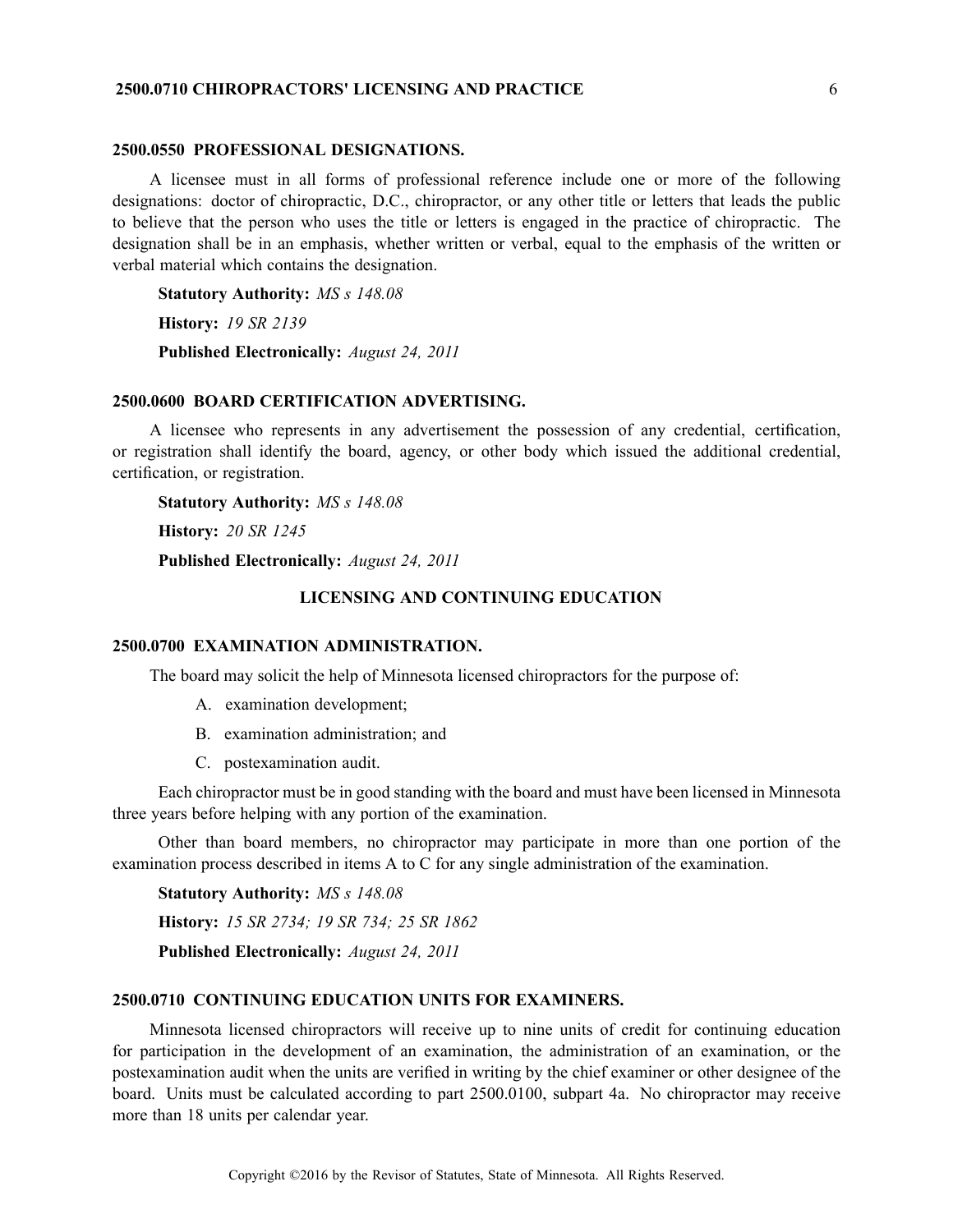### 2500.0550 PROFESSIONAL DESIGNATIONS.

A licensee must in all forms of professional reference include one or more of the following designations: doctor of chiropractic, D.C., chiropractor, or any other title or letters that leads the public to believe that the person who uses the title or letters is engaged in the practice of chiropractic. The designation shall be in an emphasis, whether written or verbal, equal to the emphasis of the written or verbal material which contains the designation.

**Statutory Authority:** *MS s 148.08*

**History:** *19 SR 2139*

**Published Electronically:** *August 24, 2011*

### 2500.0600 BOARD CERTIFICATION ADVERTISING.

A licensee who represents in any advertisement the possession of any credential, certification, or registration shall identify the board, agency, or other body which issued the additional credential, certification, or registration.

**Statutory Authority:** *MS s 148.08*

**History:** *20 SR 1245*

**Published Electronically:** *August 24, 2011*

## LICENSING AND CONTINUING EDUCATION

### 2500.0700 EXAMINATION ADMINISTRATION.

The board may solicit the help of Minnesota licensed chiropractors for the purpose of:

A. examination development;

B. examination administration; and

C. postexamination audit.

Each chiropractor must be in good standing with the board and must have been licensed in Minnesota three years before helping with any portion of the examination.

Other than board members, no chiropractor may participate in more than one portion of the examination process described in items A to C for any single administration of the examination.

**Statutory Authority:** *MS s 148.08*

**History:** *15 SR 2734; 19 SR 734; 25 SR 1862*

**Published Electronically:** *August 24, 2011*

### 2500.0710 CONTINUING EDUCATION UNITS FOR EXAMINERS.

Minnesota licensed chiropractors will receive up to nine units of credit for continuing education for participation in the development of an examination, the administration of an examination, or the postexamination audit when the units are verified in writing by the chief examiner or other designee of the board. Units must be calculated according to part 2500.0100, subpart 4a. No chiropractor may receive more than 18 units per calendar year.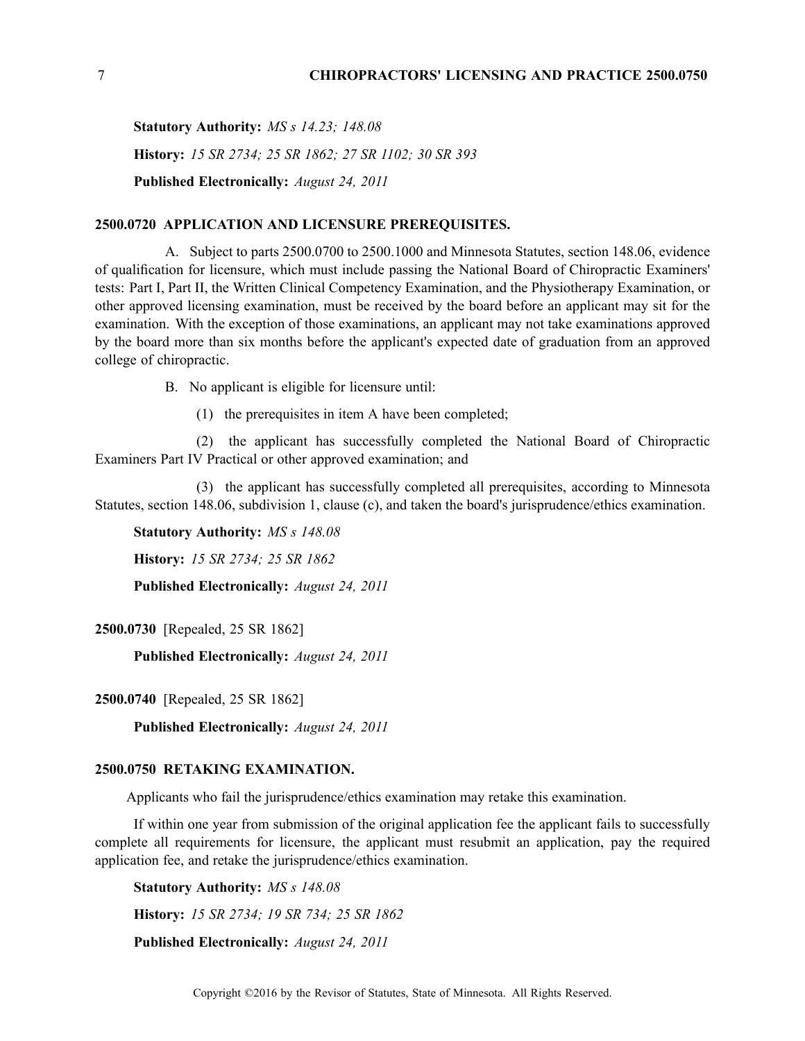**Statutory Authority:** *MS s 14.23; 148.08*

**History:** *15 SR 2734; 25 SR 1862; 27 SR 1102; 30 SR 393*

**Published Electronically:** *August 24, 2011*

## 2500.0720 APPLICATION AND LICENSURE PREREQUISITES.

A. Subject to parts 2500.0700 to 2500.1000 and Minnesota Statutes, section 148.06, evidence of qualification for licensure, which must include passing the National Board of Chiropractic Examiners' tests: Part I, Part II, the Written Clinical Competency Examination, and the Physiotherapy Examination, or other approved licensing examination, must be received by the board before an applicant may sit for the examination. With the exception of those examinations, an applicant may not take examinations approved by the board more than six months before the applicant's expected date of graduation from an approved college of chiropractic.

B. No applicant is eligible for licensure until:

(1) the prerequisites in item A have been completed;

(2) the applicant has successfully completed the National Board of Chiropractic Examiners Part IV Practical or other approved examination; and

(3) the applicant has successfully completed all prerequisites, according to Minnesota Statutes, section 148.06, subdivision 1, clause (c), and taken the board's jurisprudence/ethics examination.

**Statutory Authority:** *MS s 148.08*

**History:** *15 SR 2734; 25 SR 1862*

**Published Electronically:** *August 24, 2011*

**2500.0730** [Repealed, 25 SR 1862]

**Published Electronically:** *August 24, 2011*

**2500.0740** [Repealed, 25 SR 1862]

**Published Electronically:** *August 24, 2011*

## 2500.0750 RETAKING EXAMINATION.

Applicants who fail the jurisprudence/ethics examination may retake this examination.

If within one year from submission of the original application fee the applicant fails to successfully complete all requirements for licensure, the applicant must resubmit an application, pay the required application fee, and retake the jurisprudence/ethics examination.

**Statutory Authority:** *MS s 148.08*

**History:** *15 SR 2734; 19 SR 734; 25 SR 1862*

**Published Electronically:** *August 24, 2011*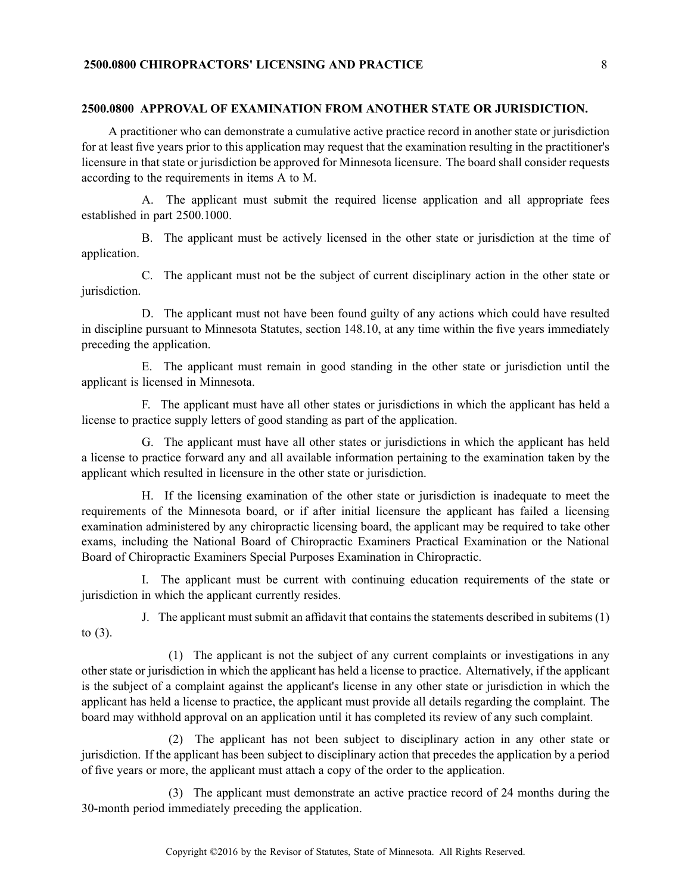## 2500.0800 APPROVAL OF EXAMINATION FROM ANOTHER STATE OR JURISDICTION.

A practitioner who can demonstrate a cumulative active practice record in another state or jurisdiction for at least five years prior to this application may request that the examination resulting in the practitioner's licensure in that state or jurisdiction be approved for Minnesota licensure. The board shall consider requests according to the requirements in items A to M.

A. The applicant must submit the required license application and all appropriate fees established in part 2500.1000.

B. The applicant must be actively licensed in the other state or jurisdiction at the time of application.

C. The applicant must not be the subject of current disciplinary action in the other state or jurisdiction.

D. The applicant must not have been found guilty of any actions which could have resulted in discipline pursuant to Minnesota Statutes, section 148.10, at any time within the five years immediately preceding the application.

E. The applicant must remain in good standing in the other state or jurisdiction until the applicant is licensed in Minnesota.

F. The applicant must have all other states or jurisdictions in which the applicant has held a license to practice supply letters of good standing as part of the application.

G. The applicant must have all other states or jurisdictions in which the applicant has held a license to practice forward any and all available information pertaining to the examination taken by the applicant which resulted in licensure in the other state or jurisdiction.

H. If the licensing examination of the other state or jurisdiction is inadequate to meet the requirements of the Minnesota board, or if after initial licensure the applicant has failed a licensing examination administered by any chiropractic licensing board, the applicant may be required to take other exams, including the National Board of Chiropractic Examiners Practical Examination or the National Board of Chiropractic Examiners Special Purposes Examination in Chiropractic.

I. The applicant must be current with continuing education requirements of the state or jurisdiction in which the applicant currently resides.

J. The applicant must submit an affidavit that contains the statements described in subitems (1) to (3).

(1) The applicant is not the subject of any current complaints or investigations in any other state or jurisdiction in which the applicant has held a license to practice. Alternatively, if the applicant is the subject of a complaint against the applicant's license in any other state or jurisdiction in which the applicant has held a license to practice, the applicant must provide all details regarding the complaint. The board may withhold approval on an application until it has completed its review of any such complaint.

(2) The applicant has not been subject to disciplinary action in any other state or jurisdiction. If the applicant has been subject to disciplinary action that precedes the application by a period of five years or more, the applicant must attach a copy of the order to the application.

(3) The applicant must demonstrate an active practice record of 24 months during the 30-month period immediately preceding the application.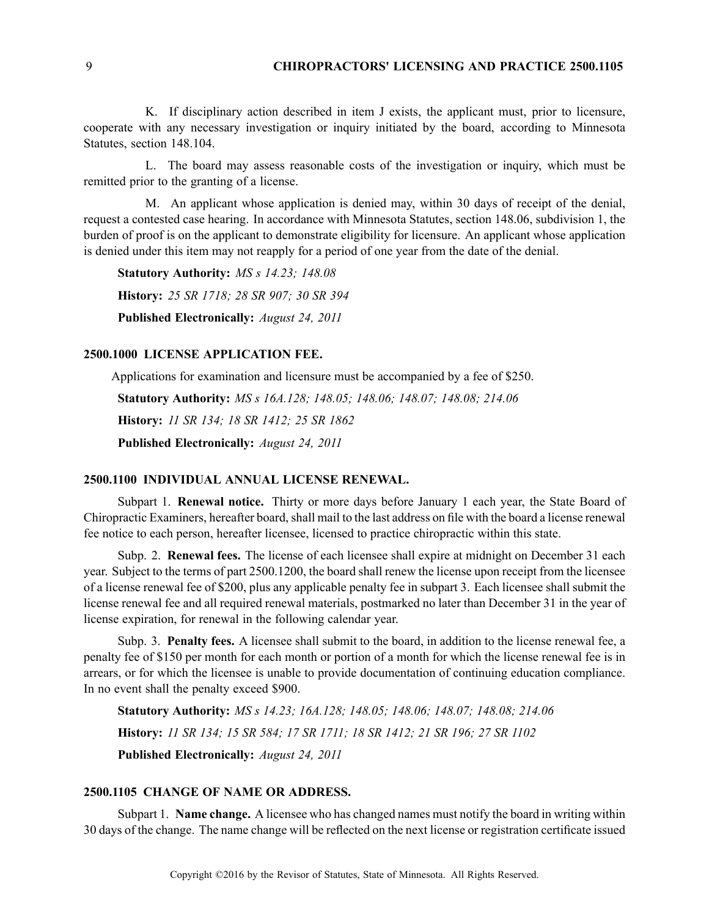K. If disciplinary action described in item J exists, the applicant must, prior to licensure, cooperate with any necessary investigation or inquiry initiated by the board, according to Minnesota Statutes, section 148.104.

L. The board may assess reasonable costs of the investigation or inquiry, which must be remitted prior to the granting of a license.

M. An applicant whose application is denied may, within 30 days of receipt of the denial, request a contested case hearing. In accordance with Minnesota Statutes, section 148.06, subdivision 1, the burden of proof is on the applicant to demonstrate eligibility for licensure. An applicant whose application is denied under this item may not reapply for a period of one year from the date of the denial.

**Statutory Authority:** *MS s 14.23; 148.08*

**History:** *25 SR 1718; 28 SR 907; 30 SR 394*

**Published Electronically:** *August 24, 2011*

## 2500.1000 LICENSE APPLICATION FEE.

Applications for examination and licensure must be accompanied by a fee of $250.

**Statutory Authority:** *MS s 16A.128; 148.05; 148.06; 148.07; 148.08; 214.06*

**History:** *11 SR 134; 18 SR 1412; 25 SR 1862*

**Published Electronically:** *August 24, 2011*

## 2500.1100 INDIVIDUAL ANNUAL LICENSE RENEWAL.

Subpart 1. **Renewal notice.** Thirty or more days before January 1 each year, the State Board of Chiropractic Examiners, hereafter board, shall mail to the last address on file with the board a license renewal fee notice to each person, hereafter licensee, licensed to practice chiropractic within this state.

Subp. 2. **Renewal fees.** The license of each licensee shall expire at midnight on December 31 each year. Subject to the terms of part 2500.1200, the board shall renew the license upon receipt from the licensee of a license renewal fee of $200, plus any applicable penalty fee in subpart 3. Each licensee shall submit the license renewal fee and all required renewal materials, postmarked no later than December 31 in the year of license expiration, for renewal in the following calendar year.

Subp. 3. **Penalty fees.** A licensee shall submit to the board, in addition to the license renewal fee, a penalty fee of $150 per month for each month or portion of a month for which the license renewal fee is in arrears, or for which the licensee is unable to provide documentation of continuing education compliance. In no event shall the penalty exceed $900.

**Statutory Authority:** *MS s 14.23; 16A.128; 148.05; 148.06; 148.07; 148.08; 214.06*

**History:** *11 SR 134; 15 SR 584; 17 SR 1711; 18 SR 1412; 21 SR 196; 27 SR 1102*

**Published Electronically:** *August 24, 2011*

## 2500.1105 CHANGE OF NAME OR ADDRESS.

Subpart 1. **Name change.** A licensee who has changed names must notify the board in writing within 30 days of the change. The name change will be reflected on the next license or registration certificate issued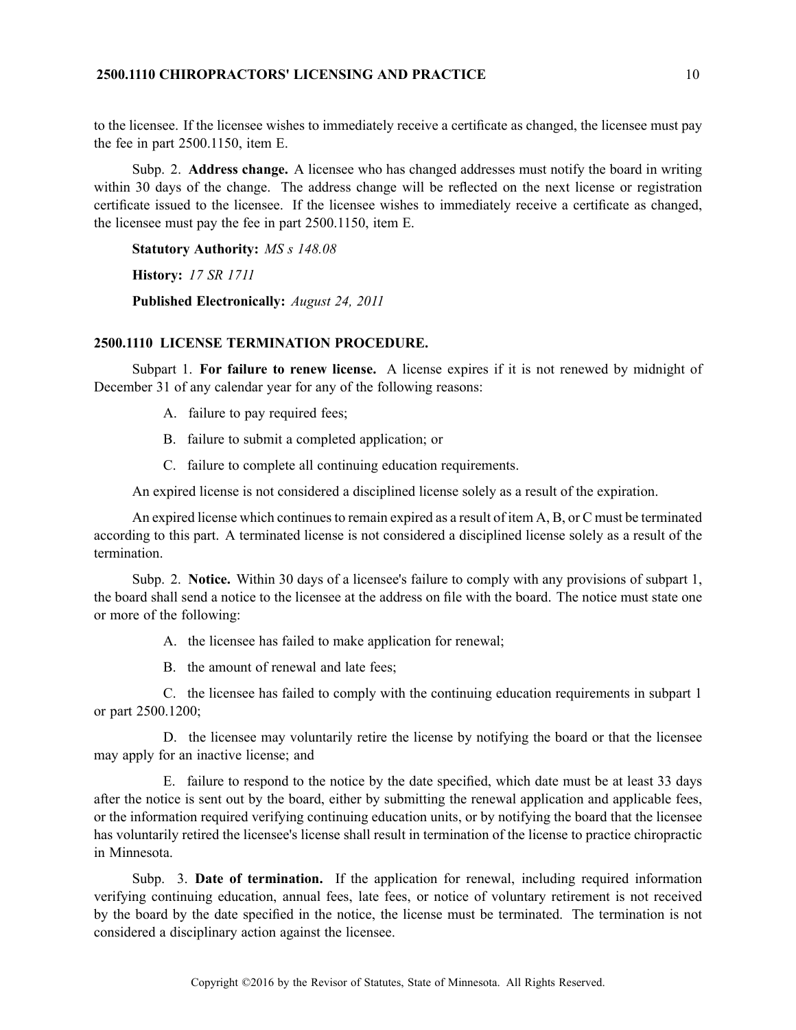to the licensee. If the licensee wishes to immediately receive a certificate as changed, the licensee must pay the fee in part 2500.1150, item E.

Subp. 2. **Address change.** A licensee who has changed addresses must notify the board in writing within 30 days of the change. The address change will be reflected on the next license or registration certificate issued to the licensee. If the licensee wishes to immediately receive a certificate as changed, the licensee must pay the fee in part 2500.1150, item E.

**Statutory Authority:** *MS s 148.08*

**History:** *17 SR 1711*

**Published Electronically:** *August 24, 2011*

### 2500.1110 LICENSE TERMINATION PROCEDURE.

Subpart 1. **For failure to renew license.** A license expires if it is not renewed by midnight of December 31 of any calendar year for any of the following reasons:

A. failure to pay required fees;

B. failure to submit a completed application; or

C. failure to complete all continuing education requirements.

An expired license is not considered a disciplined license solely as a result of the expiration.

An expired license which continues to remain expired as a result of item A, B, or C must be terminated according to this part. A terminated license is not considered a disciplined license solely as a result of the termination.

Subp. 2. **Notice.** Within 30 days of a licensee's failure to comply with any provisions of subpart 1, the board shall send a notice to the licensee at the address on file with the board. The notice must state one or more of the following:

A. the licensee has failed to make application for renewal;

B. the amount of renewal and late fees;

C. the licensee has failed to comply with the continuing education requirements in subpart 1 or part 2500.1200;

D. the licensee may voluntarily retire the license by notifying the board or that the licensee may apply for an inactive license; and

E. failure to respond to the notice by the date specified, which date must be at least 33 days after the notice is sent out by the board, either by submitting the renewal application and applicable fees, or the information required verifying continuing education units, or by notifying the board that the licensee has voluntarily retired the licensee's license shall result in termination of the license to practice chiropractic in Minnesota.

Subp. 3. **Date of termination.** If the application for renewal, including required information verifying continuing education, annual fees, late fees, or notice of voluntary retirement is not received by the board by the date specified in the notice, the license must be terminated. The termination is not considered a disciplinary action against the licensee.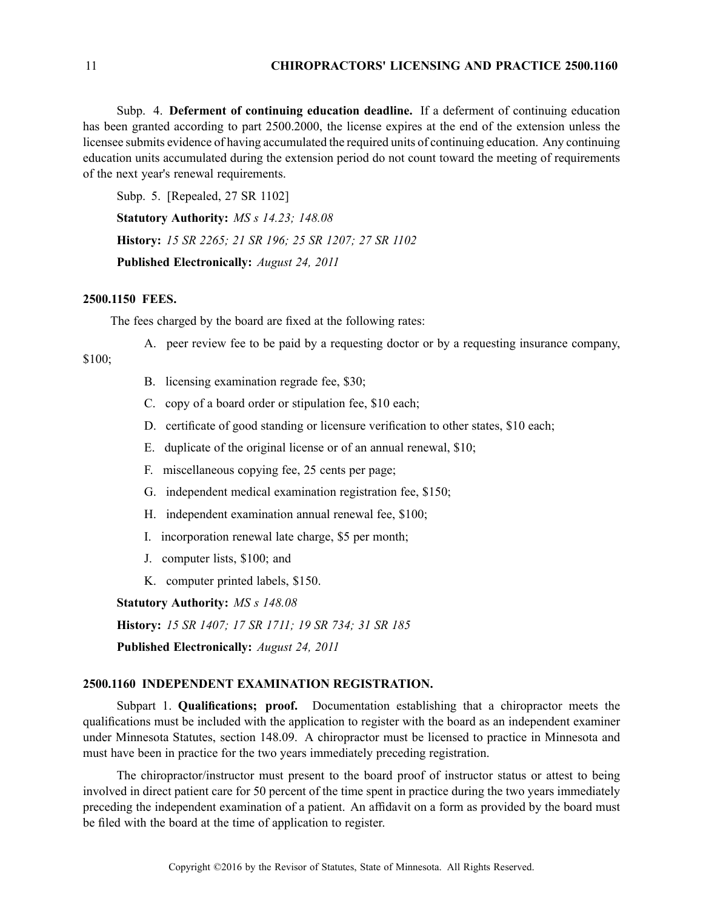Subp. 4. **Deferment of continuing education deadline.** If a deferment of continuing education has been granted according to part 2500.2000, the license expires at the end of the extension unless the licensee submits evidence of having accumulated the required units of continuing education. Any continuing education units accumulated during the extension period do not count toward the meeting of requirements of the next year's renewal requirements.

Subp. 5. [Repealed, 27 SR 1102]

**Statutory Authority:** *MS s 14.23; 148.08*

**History:** *15 SR 2265; 21 SR 196; 25 SR 1207; 27 SR 1102*

**Published Electronically:** *August 24, 2011*

### 2500.1150 FEES.

The fees charged by the board are fixed at the following rates:

A. peer review fee to be paid by a requesting doctor or by a requesting insurance company, $100;

B. licensing examination regrade fee, $30;

C. copy of a board order or stipulation fee, $10 each;

D. certificate of good standing or licensure verification to other states, $10 each;

E. duplicate of the original license or of an annual renewal, $10;

F. miscellaneous copying fee, 25 cents per page;

G. independent medical examination registration fee, $150;

H. independent examination annual renewal fee, $100;

I. incorporation renewal late charge, $5 per month;

J. computer lists, $100; and

K. computer printed labels, $150.

**Statutory Authority:** *MS s 148.08*

**History:** *15 SR 1407; 17 SR 1711; 19 SR 734; 31 SR 185*

**Published Electronically:** *August 24, 2011*

### 2500.1160 INDEPENDENT EXAMINATION REGISTRATION.

Subpart 1. **Qualifications; proof.** Documentation establishing that a chiropractor meets the qualifications must be included with the application to register with the board as an independent examiner under Minnesota Statutes, section 148.09. A chiropractor must be licensed to practice in Minnesota and must have been in practice for the two years immediately preceding registration.

The chiropractor/instructor must present to the board proof of instructor status or attest to being involved in direct patient care for 50 percent of the time spent in practice during the two years immediately preceding the independent examination of a patient. An affidavit on a form as provided by the board must be filed with the board at the time of application to register.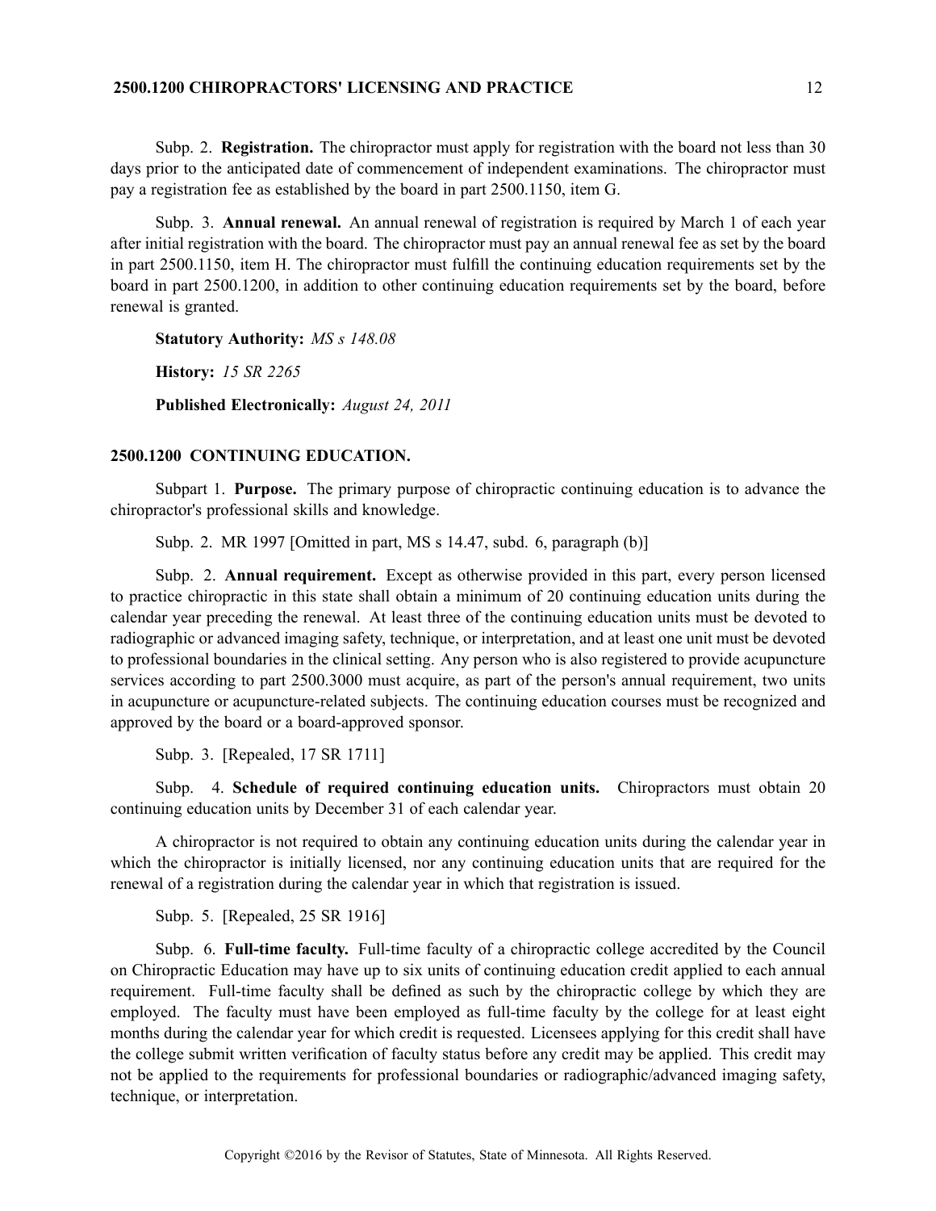Subp. 2. **Registration.** The chiropractor must apply for registration with the board not less than 30 days prior to the anticipated date of commencement of independent examinations. The chiropractor must pay a registration fee as established by the board in part 2500.1150, item G.

Subp. 3. **Annual renewal.** An annual renewal of registration is required by March 1 of each year after initial registration with the board. The chiropractor must pay an annual renewal fee as set by the board in part 2500.1150, item H. The chiropractor must fulfill the continuing education requirements set by the board in part 2500.1200, in addition to other continuing education requirements set by the board, before renewal is granted.

**Statutory Authority:** *MS s 148.08*

**History:** *15 SR 2265*

**Published Electronically:** *August 24, 2011*

## 2500.1200 CONTINUING EDUCATION.

Subpart 1. **Purpose.** The primary purpose of chiropractic continuing education is to advance the chiropractor's professional skills and knowledge.

Subp. 2. MR 1997 [Omitted in part, MS s 14.47, subd. 6, paragraph (b)]

Subp. 2. **Annual requirement.** Except as otherwise provided in this part, every person licensed to practice chiropractic in this state shall obtain a minimum of 20 continuing education units during the calendar year preceding the renewal. At least three of the continuing education units must be devoted to radiographic or advanced imaging safety, technique, or interpretation, and at least one unit must be devoted to professional boundaries in the clinical setting. Any person who is also registered to provide acupuncture services according to part 2500.3000 must acquire, as part of the person's annual requirement, two units in acupuncture or acupuncture-related subjects. The continuing education courses must be recognized and approved by the board or a board-approved sponsor.

Subp. 3. [Repealed, 17 SR 1711]

Subp. 4. **Schedule of required continuing education units.** Chiropractors must obtain 20 continuing education units by December 31 of each calendar year.

A chiropractor is not required to obtain any continuing education units during the calendar year in which the chiropractor is initially licensed, nor any continuing education units that are required for the renewal of a registration during the calendar year in which that registration is issued.

Subp. 5. [Repealed, 25 SR 1916]

Subp. 6. **Full-time faculty.** Full-time faculty of a chiropractic college accredited by the Council on Chiropractic Education may have up to six units of continuing education credit applied to each annual requirement. Full-time faculty shall be defined as such by the chiropractic college by which they are employed. The faculty must have been employed as full-time faculty by the college for at least eight months during the calendar year for which credit is requested. Licensees applying for this credit shall have the college submit written verification of faculty status before any credit may be applied. This credit may not be applied to the requirements for professional boundaries or radiographic/advanced imaging safety, technique, or interpretation.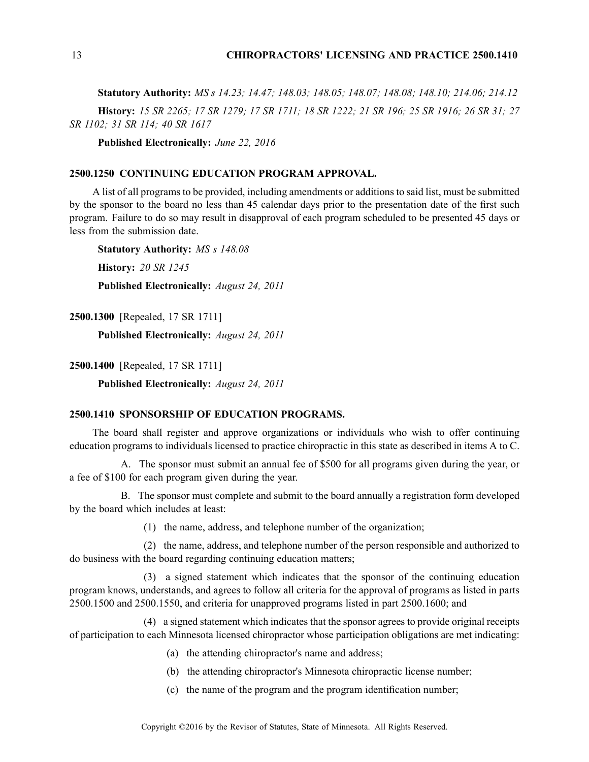**Statutory Authority:** *MS s 14.23; 14.47; 148.03; 148.05; 148.07; 148.08; 148.10; 214.06; 214.12*

**History:** *15 SR 2265; 17 SR 1279; 17 SR 1711; 18 SR 1222; 21 SR 196; 25 SR 1916; 26 SR 31; 27 SR 1102; 31 SR 114; 40 SR 1617*

**Published Electronically:** *June 22, 2016*

## 2500.1250 CONTINUING EDUCATION PROGRAM APPROVAL.

A list of all programs to be provided, including amendments or additions to said list, must be submitted by the sponsor to the board no less than 45 calendar days prior to the presentation date of the first such program. Failure to do so may result in disapproval of each program scheduled to be presented 45 days or less from the submission date.

**Statutory Authority:** *MS s 148.08*

**History:** *20 SR 1245*

**Published Electronically:** *August 24, 2011*

**2500.1300** [Repealed, 17 SR 1711]

**Published Electronically:** *August 24, 2011*

**2500.1400** [Repealed, 17 SR 1711]

**Published Electronically:** *August 24, 2011*

## 2500.1410 SPONSORSHIP OF EDUCATION PROGRAMS.

The board shall register and approve organizations or individuals who wish to offer continuing education programs to individuals licensed to practice chiropractic in this state as described in items A to C.

A. The sponsor must submit an annual fee of $500 for all programs given during the year, or a fee of $100 for each program given during the year.

B. The sponsor must complete and submit to the board annually a registration form developed by the board which includes at least:

(1) the name, address, and telephone number of the organization;

(2) the name, address, and telephone number of the person responsible and authorized to do business with the board regarding continuing education matters;

(3) a signed statement which indicates that the sponsor of the continuing education program knows, understands, and agrees to follow all criteria for the approval of programs as listed in parts 2500.1500 and 2500.1550, and criteria for unapproved programs listed in part 2500.1600; and

(4) a signed statement which indicates that the sponsor agrees to provide original receipts of participation to each Minnesota licensed chiropractor whose participation obligations are met indicating:

(a) the attending chiropractor's name and address;

(b) the attending chiropractor's Minnesota chiropractic license number;

(c) the name of the program and the program identification number;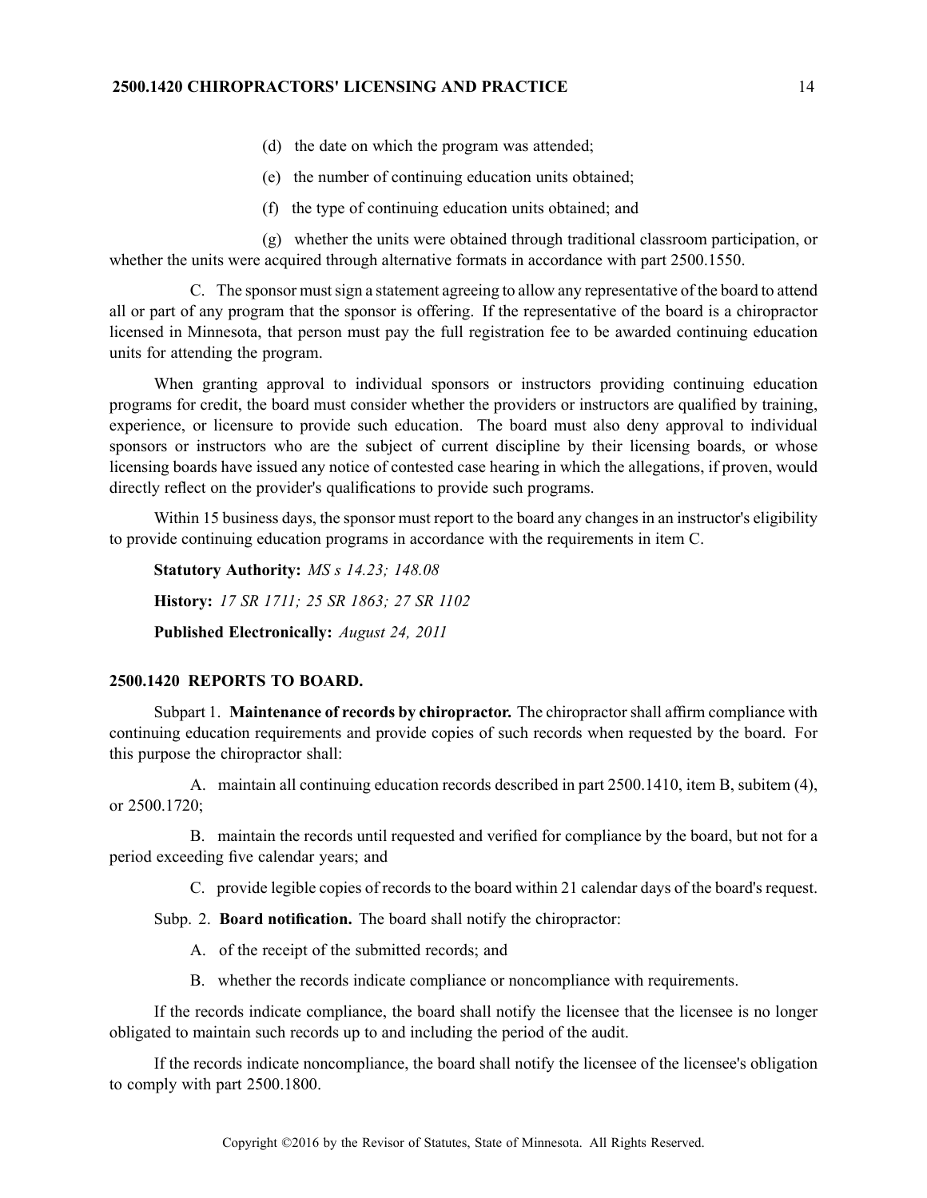(d) the date on which the program was attended;

(e) the number of continuing education units obtained;

(f) the type of continuing education units obtained; and

(g) whether the units were obtained through traditional classroom participation, or whether the units were acquired through alternative formats in accordance with part 2500.1550.

C. The sponsor must sign a statement agreeing to allow any representative of the board to attend all or part of any program that the sponsor is offering. If the representative of the board is a chiropractor licensed in Minnesota, that person must pay the full registration fee to be awarded continuing education units for attending the program.

When granting approval to individual sponsors or instructors providing continuing education programs for credit, the board must consider whether the providers or instructors are qualified by training, experience, or licensure to provide such education. The board must also deny approval to individual sponsors or instructors who are the subject of current discipline by their licensing boards, or whose licensing boards have issued any notice of contested case hearing in which the allegations, if proven, would directly reflect on the provider's qualifications to provide such programs.

Within 15 business days, the sponsor must report to the board any changes in an instructor's eligibility to provide continuing education programs in accordance with the requirements in item C.

**Statutory Authority:** *MS s 14.23; 148.08*

**History:** *17 SR 1711; 25 SR 1863; 27 SR 1102*

**Published Electronically:** *August 24, 2011*

## 2500.1420 REPORTS TO BOARD.

Subpart 1. **Maintenance of records by chiropractor.** The chiropractor shall affirm compliance with continuing education requirements and provide copies of such records when requested by the board. For this purpose the chiropractor shall:

A. maintain all continuing education records described in part 2500.1410, item B, subitem (4), or 2500.1720;

B. maintain the records until requested and verified for compliance by the board, but not for a period exceeding five calendar years; and

C. provide legible copies of records to the board within 21 calendar days of the board's request.

Subp. 2. **Board notification.** The board shall notify the chiropractor:

A. of the receipt of the submitted records; and

B. whether the records indicate compliance or noncompliance with requirements.

If the records indicate compliance, the board shall notify the licensee that the licensee is no longer obligated to maintain such records up to and including the period of the audit.

If the records indicate noncompliance, the board shall notify the licensee of the licensee's obligation to comply with part 2500.1800.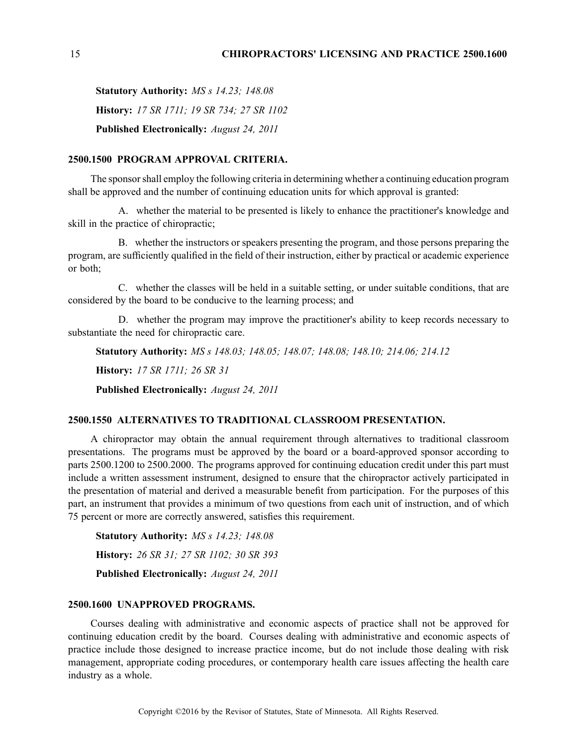**Statutory Authority:** *MS s 14.23; 148.08*

**History:** *17 SR 1711; 19 SR 734; 27 SR 1102*

**Published Electronically:** *August 24, 2011*

## 2500.1500 PROGRAM APPROVAL CRITERIA.

The sponsor shall employ the following criteria in determining whether a continuing education program shall be approved and the number of continuing education units for which approval is granted:

A. whether the material to be presented is likely to enhance the practitioner's knowledge and skill in the practice of chiropractic;

B. whether the instructors or speakers presenting the program, and those persons preparing the program, are sufficiently qualified in the field of their instruction, either by practical or academic experience or both;

C. whether the classes will be held in a suitable setting, or under suitable conditions, that are considered by the board to be conducive to the learning process; and

D. whether the program may improve the practitioner's ability to keep records necessary to substantiate the need for chiropractic care.

**Statutory Authority:** *MS s 148.03; 148.05; 148.07; 148.08; 148.10; 214.06; 214.12*

**History:** *17 SR 1711; 26 SR 31*

**Published Electronically:** *August 24, 2011*

## 2500.1550 ALTERNATIVES TO TRADITIONAL CLASSROOM PRESENTATION.

A chiropractor may obtain the annual requirement through alternatives to traditional classroom presentations. The programs must be approved by the board or a board-approved sponsor according to parts 2500.1200 to 2500.2000. The programs approved for continuing education credit under this part must include a written assessment instrument, designed to ensure that the chiropractor actively participated in the presentation of material and derived a measurable benefit from participation. For the purposes of this part, an instrument that provides a minimum of two questions from each unit of instruction, and of which 75 percent or more are correctly answered, satisfies this requirement.

**Statutory Authority:** *MS s 14.23; 148.08*

**History:** *26 SR 31; 27 SR 1102; 30 SR 393*

**Published Electronically:** *August 24, 2011*

## 2500.1600 UNAPPROVED PROGRAMS.

Courses dealing with administrative and economic aspects of practice shall not be approved for continuing education credit by the board. Courses dealing with administrative and economic aspects of practice include those designed to increase practice income, but do not include those dealing with risk management, appropriate coding procedures, or contemporary health care issues affecting the health care industry as a whole.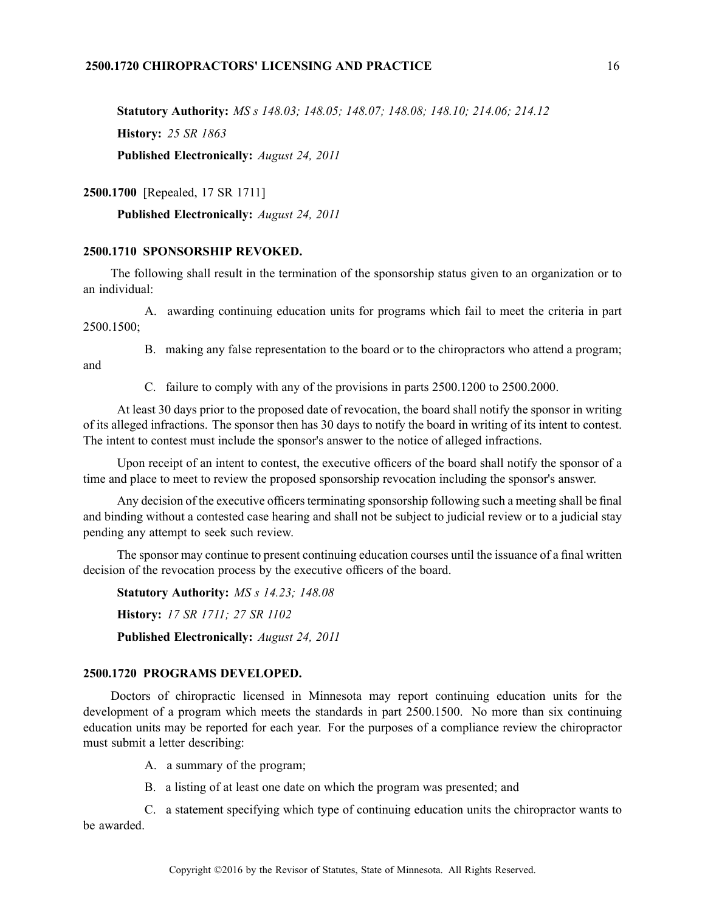**Statutory Authority:** *MS s 148.03; 148.05; 148.07; 148.08; 148.10; 214.06; 214.12*

**History:** *25 SR 1863*

**Published Electronically:** *August 24, 2011*

**2500.1700** [Repealed, 17 SR 1711]

**Published Electronically:** *August 24, 2011*

### 2500.1710 SPONSORSHIP REVOKED.

The following shall result in the termination of the sponsorship status given to an organization or to an individual:

A. awarding continuing education units for programs which fail to meet the criteria in part 2500.1500;

B. making any false representation to the board or to the chiropractors who attend a program; and

C. failure to comply with any of the provisions in parts 2500.1200 to 2500.2000.

At least 30 days prior to the proposed date of revocation, the board shall notify the sponsor in writing of its alleged infractions. The sponsor then has 30 days to notify the board in writing of its intent to contest. The intent to contest must include the sponsor's answer to the notice of alleged infractions.

Upon receipt of an intent to contest, the executive officers of the board shall notify the sponsor of a time and place to meet to review the proposed sponsorship revocation including the sponsor's answer.

Any decision of the executive officers terminating sponsorship following such a meeting shall be final and binding without a contested case hearing and shall not be subject to judicial review or to a judicial stay pending any attempt to seek such review.

The sponsor may continue to present continuing education courses until the issuance of a final written decision of the revocation process by the executive officers of the board.

**Statutory Authority:** *MS s 14.23; 148.08*

**History:** *17 SR 1711; 27 SR 1102*

**Published Electronically:** *August 24, 2011*

### 2500.1720 PROGRAMS DEVELOPED.

Doctors of chiropractic licensed in Minnesota may report continuing education units for the development of a program which meets the standards in part 2500.1500. No more than six continuing education units may be reported for each year. For the purposes of a compliance review the chiropractor must submit a letter describing:

A. a summary of the program;

B. a listing of at least one date on which the program was presented; and

C. a statement specifying which type of continuing education units the chiropractor wants to be awarded.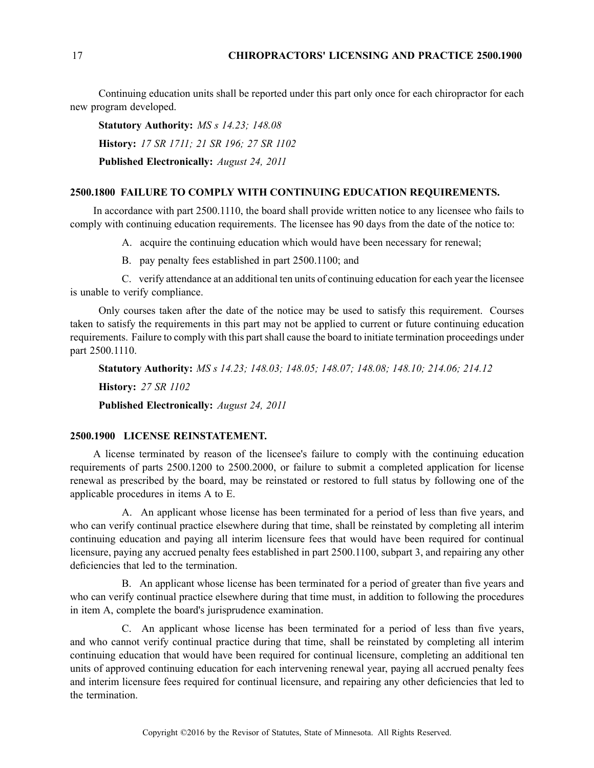Continuing education units shall be reported under this part only once for each chiropractor for each new program developed.

**Statutory Authority:** *MS s 14.23; 148.08*

**History:** *17 SR 1711; 21 SR 196; 27 SR 1102*

**Published Electronically:** *August 24, 2011*

## 2500.1800 FAILURE TO COMPLY WITH CONTINUING EDUCATION REQUIREMENTS.

In accordance with part 2500.1110, the board shall provide written notice to any licensee who fails to comply with continuing education requirements. The licensee has 90 days from the date of the notice to:

A. acquire the continuing education which would have been necessary for renewal;

B. pay penalty fees established in part 2500.1100; and

C. verify attendance at an additional ten units of continuing education for each year the licensee is unable to verify compliance.

Only courses taken after the date of the notice may be used to satisfy this requirement. Courses taken to satisfy the requirements in this part may not be applied to current or future continuing education requirements. Failure to comply with this part shall cause the board to initiate termination proceedings under part 2500.1110.

**Statutory Authority:** *MS s 14.23; 148.03; 148.05; 148.07; 148.08; 148.10; 214.06; 214.12*

**History:** *27 SR 1102*

**Published Electronically:** *August 24, 2011*

## 2500.1900 LICENSE REINSTATEMENT.

A license terminated by reason of the licensee's failure to comply with the continuing education requirements of parts 2500.1200 to 2500.2000, or failure to submit a completed application for license renewal as prescribed by the board, may be reinstated or restored to full status by following one of the applicable procedures in items A to E.

A. An applicant whose license has been terminated for a period of less than five years, and who can verify continual practice elsewhere during that time, shall be reinstated by completing all interim continuing education and paying all interim licensure fees that would have been required for continual licensure, paying any accrued penalty fees established in part 2500.1100, subpart 3, and repairing any other deficiencies that led to the termination.

B. An applicant whose license has been terminated for a period of greater than five years and who can verify continual practice elsewhere during that time must, in addition to following the procedures in item A, complete the board's jurisprudence examination.

C. An applicant whose license has been terminated for a period of less than five years, and who cannot verify continual practice during that time, shall be reinstated by completing all interim continuing education that would have been required for continual licensure, completing an additional ten units of approved continuing education for each intervening renewal year, paying all accrued penalty fees and interim licensure fees required for continual licensure, and repairing any other deficiencies that led to the termination.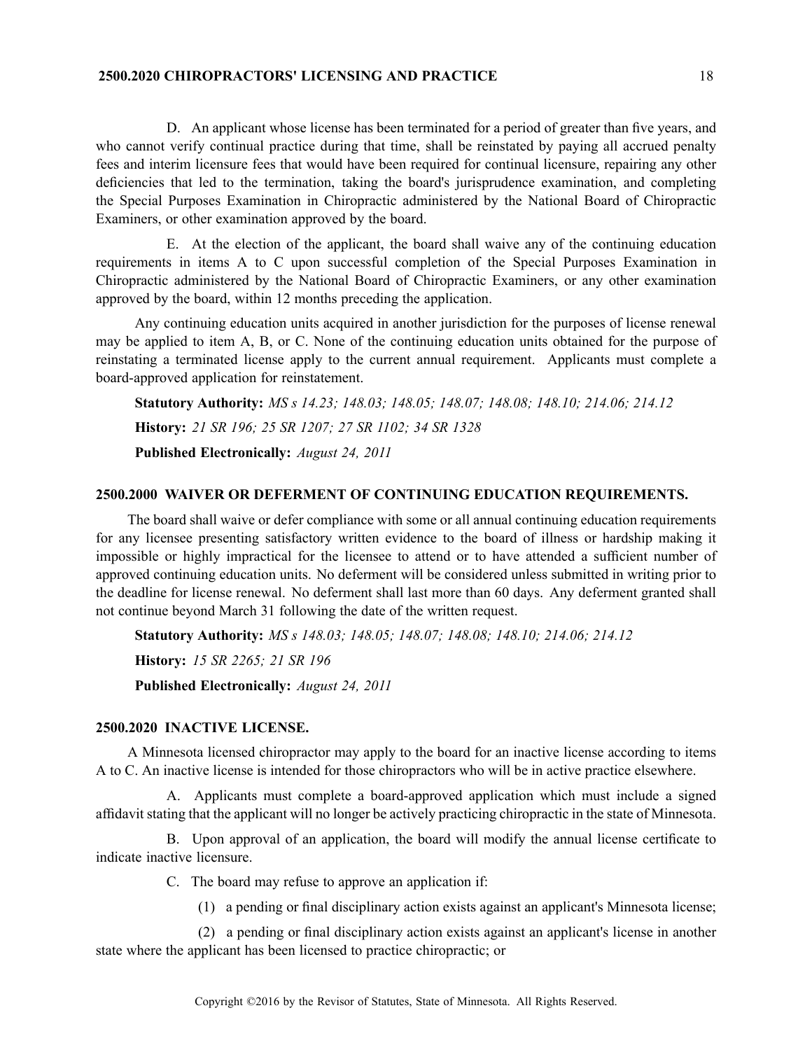D. An applicant whose license has been terminated for a period of greater than five years, and who cannot verify continual practice during that time, shall be reinstated by paying all accrued penalty fees and interim licensure fees that would have been required for continual licensure, repairing any other deficiencies that led to the termination, taking the board's jurisprudence examination, and completing the Special Purposes Examination in Chiropractic administered by the National Board of Chiropractic Examiners, or other examination approved by the board.

E. At the election of the applicant, the board shall waive any of the continuing education requirements in items A to C upon successful completion of the Special Purposes Examination in Chiropractic administered by the National Board of Chiropractic Examiners, or any other examination approved by the board, within 12 months preceding the application.

Any continuing education units acquired in another jurisdiction for the purposes of license renewal may be applied to item A, B, or C. None of the continuing education units obtained for the purpose of reinstating a terminated license apply to the current annual requirement. Applicants must complete a board-approved application for reinstatement.

**Statutory Authority:** *MS s 14.23; 148.03; 148.05; 148.07; 148.08; 148.10; 214.06; 214.12*

**History:** *21 SR 196; 25 SR 1207; 27 SR 1102; 34 SR 1328*

**Published Electronically:** *August 24, 2011*

### 2500.2000 WAIVER OR DEFERMENT OF CONTINUING EDUCATION REQUIREMENTS.

The board shall waive or defer compliance with some or all annual continuing education requirements for any licensee presenting satisfactory written evidence to the board of illness or hardship making it impossible or highly impractical for the licensee to attend or to have attended a sufficient number of approved continuing education units. No deferment will be considered unless submitted in writing prior to the deadline for license renewal. No deferment shall last more than 60 days. Any deferment granted shall not continue beyond March 31 following the date of the written request.

**Statutory Authority:** *MS s 148.03; 148.05; 148.07; 148.08; 148.10; 214.06; 214.12*

**History:** *15 SR 2265; 21 SR 196*

**Published Electronically:** *August 24, 2011*

### 2500.2020 INACTIVE LICENSE.

A Minnesota licensed chiropractor may apply to the board for an inactive license according to items A to C. An inactive license is intended for those chiropractors who will be in active practice elsewhere.

A. Applicants must complete a board-approved application which must include a signed affidavit stating that the applicant will no longer be actively practicing chiropractic in the state of Minnesota.

B. Upon approval of an application, the board will modify the annual license certificate to indicate inactive licensure.

C. The board may refuse to approve an application if:

(1) a pending or final disciplinary action exists against an applicant's Minnesota license;

(2) a pending or final disciplinary action exists against an applicant's license in another state where the applicant has been licensed to practice chiropractic; or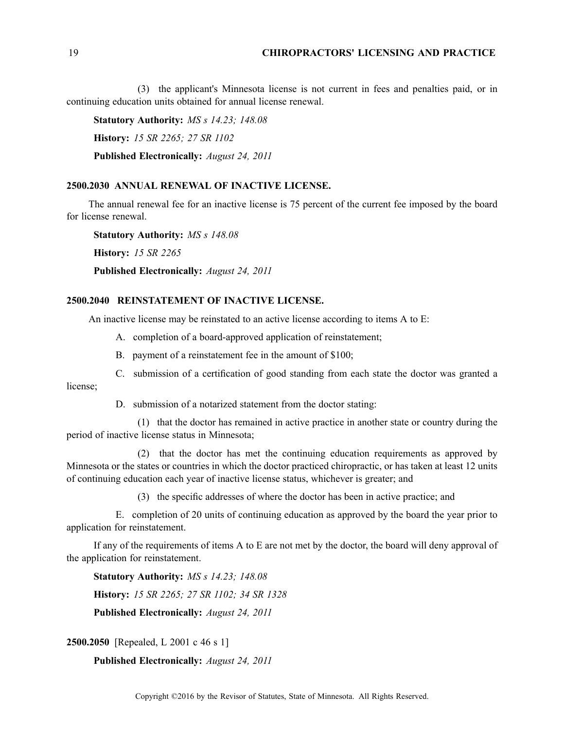(3) the applicant's Minnesota license is not current in fees and penalties paid, or in continuing education units obtained for annual license renewal.

**Statutory Authority:** *MS s 14.23; 148.08*

**History:** *15 SR 2265; 27 SR 1102*

**Published Electronically:** *August 24, 2011*

### 2500.2030 ANNUAL RENEWAL OF INACTIVE LICENSE.

The annual renewal fee for an inactive license is 75 percent of the current fee imposed by the board for license renewal.

**Statutory Authority:** *MS s 148.08*

**History:** *15 SR 2265*

**Published Electronically:** *August 24, 2011*

### 2500.2040 REINSTATEMENT OF INACTIVE LICENSE.

An inactive license may be reinstated to an active license according to items A to E:

A. completion of a board-approved application of reinstatement;

B. payment of a reinstatement fee in the amount of $100;

C. submission of a certification of good standing from each state the doctor was granted a license;

D. submission of a notarized statement from the doctor stating:

(1) that the doctor has remained in active practice in another state or country during the period of inactive license status in Minnesota;

(2) that the doctor has met the continuing education requirements as approved by Minnesota or the states or countries in which the doctor practiced chiropractic, or has taken at least 12 units of continuing education each year of inactive license status, whichever is greater; and

(3) the specific addresses of where the doctor has been in active practice; and

E. completion of 20 units of continuing education as approved by the board the year prior to application for reinstatement.

If any of the requirements of items A to E are not met by the doctor, the board will deny approval of the application for reinstatement.

**Statutory Authority:** *MS s 14.23; 148.08*

**History:** *15 SR 2265; 27 SR 1102; 34 SR 1328*

**Published Electronically:** *August 24, 2011*

**2500.2050** [Repealed, L 2001 c 46 s 1]

**Published Electronically:** *August 24, 2011*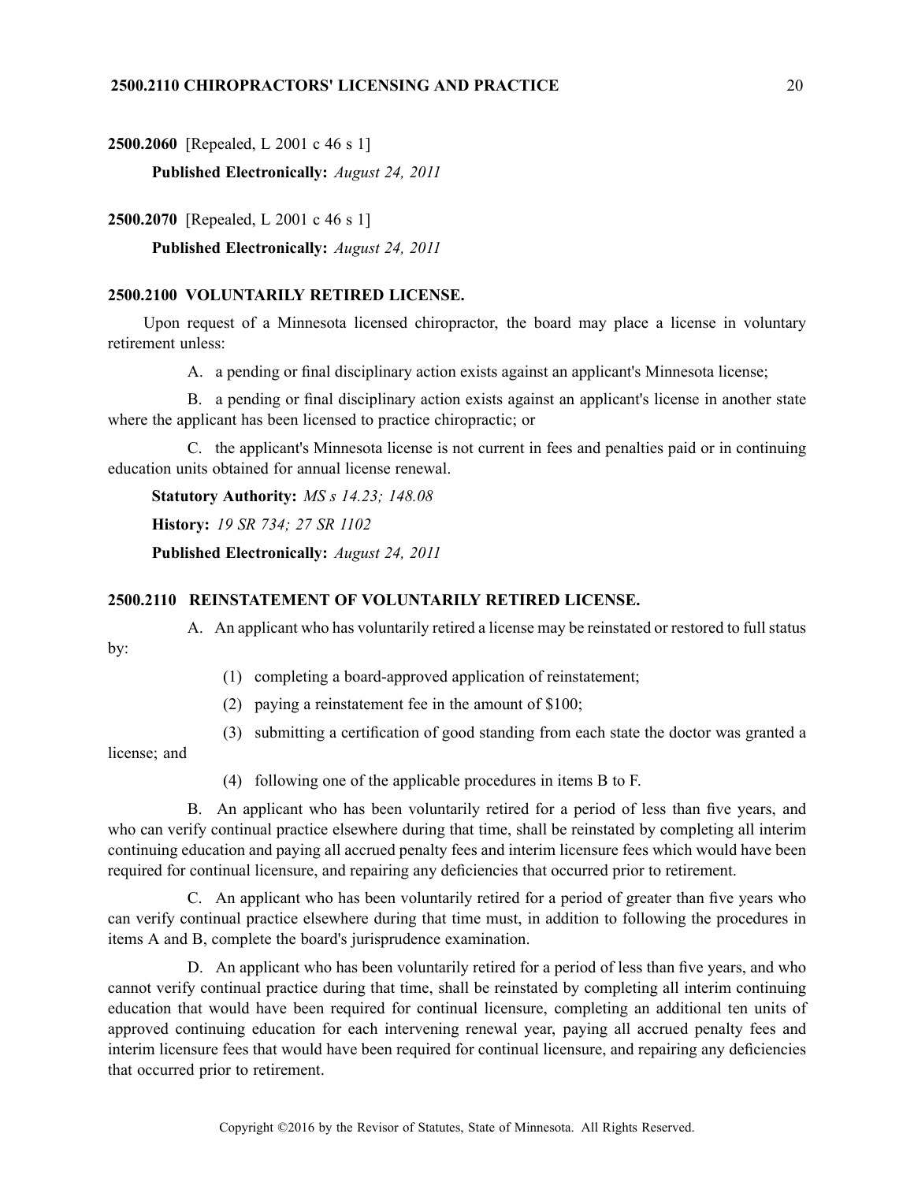**2500.2060** [Repealed, L 2001 c 46 s 1]

**Published Electronically:** *August 24, 2011*

**2500.2070** [Repealed, L 2001 c 46 s 1]

**Published Electronically:** *August 24, 2011*

### 2500.2100 VOLUNTARILY RETIRED LICENSE.

Upon request of a Minnesota licensed chiropractor, the board may place a license in voluntary retirement unless:

A. a pending or final disciplinary action exists against an applicant's Minnesota license;

B. a pending or final disciplinary action exists against an applicant's license in another state where the applicant has been licensed to practice chiropractic; or

C. the applicant's Minnesota license is not current in fees and penalties paid or in continuing education units obtained for annual license renewal.

**Statutory Authority:** *MS s 14.23; 148.08*

**History:** *19 SR 734; 27 SR 1102*

**Published Electronically:** *August 24, 2011*

### 2500.2110 REINSTATEMENT OF VOLUNTARILY RETIRED LICENSE.

A. An applicant who has voluntarily retired a license may be reinstated or restored to full status by:

(1) completing a board-approved application of reinstatement;

(2) paying a reinstatement fee in the amount of $100;

(3) submitting a certification of good standing from each state the doctor was granted a license; and

(4) following one of the applicable procedures in items B to F.

B. An applicant who has been voluntarily retired for a period of less than five years, and who can verify continual practice elsewhere during that time, shall be reinstated by completing all interim continuing education and paying all accrued penalty fees and interim licensure fees which would have been required for continual licensure, and repairing any deficiencies that occurred prior to retirement.

C. An applicant who has been voluntarily retired for a period of greater than five years who can verify continual practice elsewhere during that time must, in addition to following the procedures in items A and B, complete the board's jurisprudence examination.

D. An applicant who has been voluntarily retired for a period of less than five years, and who cannot verify continual practice during that time, shall be reinstated by completing all interim continuing education that would have been required for continual licensure, completing an additional ten units of approved continuing education for each intervening renewal year, paying all accrued penalty fees and interim licensure fees that would have been required for continual licensure, and repairing any deficiencies that occurred prior to retirement.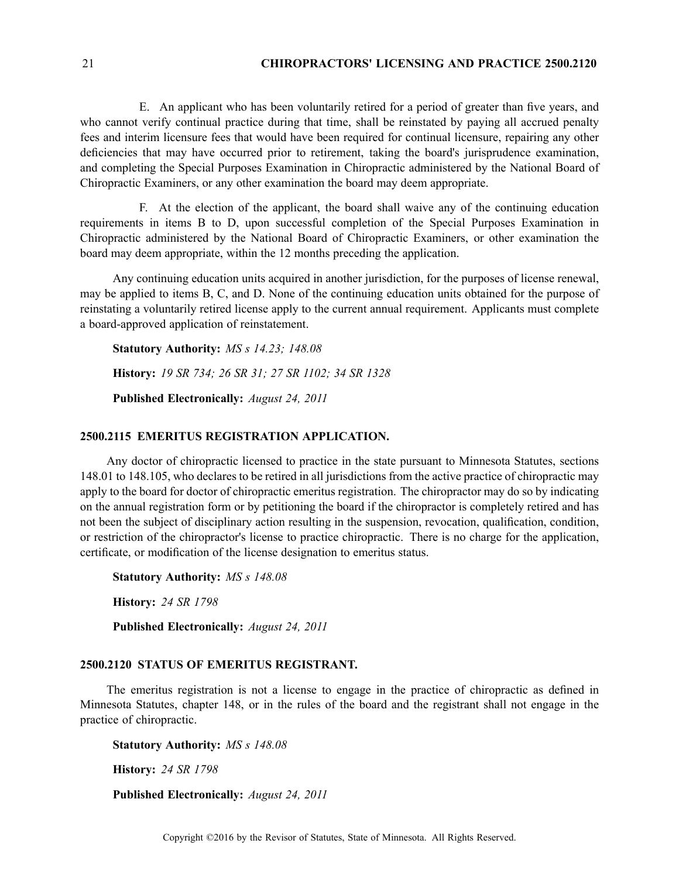E. An applicant who has been voluntarily retired for a period of greater than five years, and who cannot verify continual practice during that time, shall be reinstated by paying all accrued penalty fees and interim licensure fees that would have been required for continual licensure, repairing any other deficiencies that may have occurred prior to retirement, taking the board's jurisprudence examination, and completing the Special Purposes Examination in Chiropractic administered by the National Board of Chiropractic Examiners, or any other examination the board may deem appropriate.

F. At the election of the applicant, the board shall waive any of the continuing education requirements in items B to D, upon successful completion of the Special Purposes Examination in Chiropractic administered by the National Board of Chiropractic Examiners, or other examination the board may deem appropriate, within the 12 months preceding the application.

Any continuing education units acquired in another jurisdiction, for the purposes of license renewal, may be applied to items B, C, and D. None of the continuing education units obtained for the purpose of reinstating a voluntarily retired license apply to the current annual requirement. Applicants must complete a board-approved application of reinstatement.

**Statutory Authority:** *MS s 14.23; 148.08*

**History:** *19 SR 734; 26 SR 31; 27 SR 1102; 34 SR 1328*

**Published Electronically:** *August 24, 2011*

## 2500.2115 EMERITUS REGISTRATION APPLICATION.

Any doctor of chiropractic licensed to practice in the state pursuant to Minnesota Statutes, sections 148.01 to 148.105, who declares to be retired in all jurisdictions from the active practice of chiropractic may apply to the board for doctor of chiropractic emeritus registration. The chiropractor may do so by indicating on the annual registration form or by petitioning the board if the chiropractor is completely retired and has not been the subject of disciplinary action resulting in the suspension, revocation, qualification, condition, or restriction of the chiropractor's license to practice chiropractic. There is no charge for the application, certificate, or modification of the license designation to emeritus status.

**Statutory Authority:** *MS s 148.08*

**History:** *24 SR 1798*

**Published Electronically:** *August 24, 2011*

## 2500.2120 STATUS OF EMERITUS REGISTRANT.

The emeritus registration is not a license to engage in the practice of chiropractic as defined in Minnesota Statutes, chapter 148, or in the rules of the board and the registrant shall not engage in the practice of chiropractic.

**Statutory Authority:** *MS s 148.08*

**History:** *24 SR 1798*

**Published Electronically:** *August 24, 2011*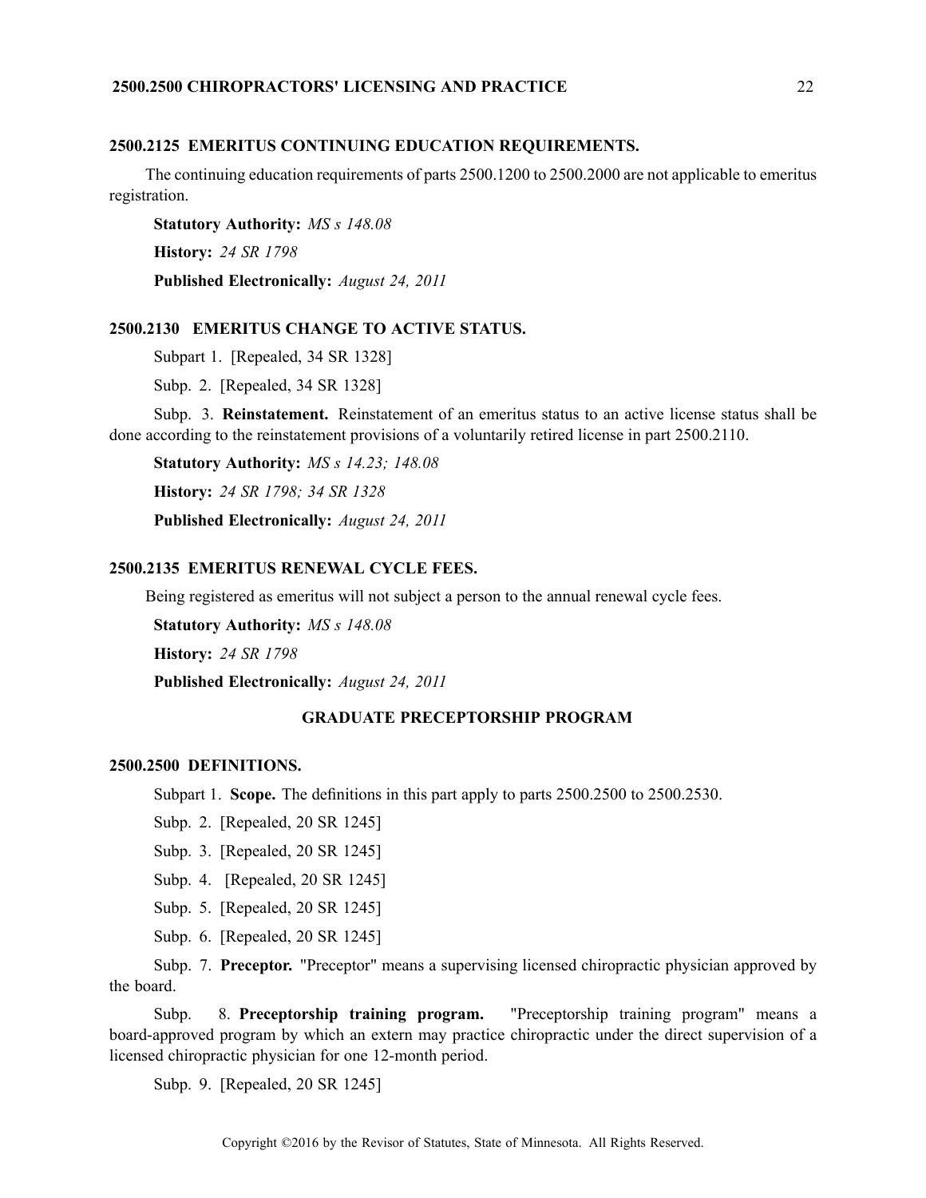### 2500.2125 EMERITUS CONTINUING EDUCATION REQUIREMENTS.

The continuing education requirements of parts 2500.1200 to 2500.2000 are not applicable to emeritus registration.

**Statutory Authority:** *MS s 148.08*

**History:** *24 SR 1798*

**Published Electronically:** *August 24, 2011*

### 2500.2130 EMERITUS CHANGE TO ACTIVE STATUS.

Subpart 1. [Repealed, 34 SR 1328]

Subp. 2. [Repealed, 34 SR 1328]

Subp. 3. **Reinstatement.** Reinstatement of an emeritus status to an active license status shall be done according to the reinstatement provisions of a voluntarily retired license in part 2500.2110.

**Statutory Authority:** *MS s 14.23; 148.08*

**History:** *24 SR 1798; 34 SR 1328*

**Published Electronically:** *August 24, 2011*

### 2500.2135 EMERITUS RENEWAL CYCLE FEES.

Being registered as emeritus will not subject a person to the annual renewal cycle fees.

**Statutory Authority:** *MS s 148.08*

**History:** *24 SR 1798*

**Published Electronically:** *August 24, 2011*

## GRADUATE PRECEPTORSHIP PROGRAM

### 2500.2500 DEFINITIONS.

Subpart 1. **Scope.** The definitions in this part apply to parts 2500.2500 to 2500.2530.

Subp. 2. [Repealed, 20 SR 1245]

Subp. 3. [Repealed, 20 SR 1245]

Subp. 4. [Repealed, 20 SR 1245]

Subp. 5. [Repealed, 20 SR 1245]

Subp. 6. [Repealed, 20 SR 1245]

Subp. 7. **Preceptor.** "Preceptor" means a supervising licensed chiropractic physician approved by the board.

Subp. 8. **Preceptorship training program.** "Preceptorship training program" means a board-approved program by which an extern may practice chiropractic under the direct supervision of a licensed chiropractic physician for one 12-month period.

Subp. 9. [Repealed, 20 SR 1245]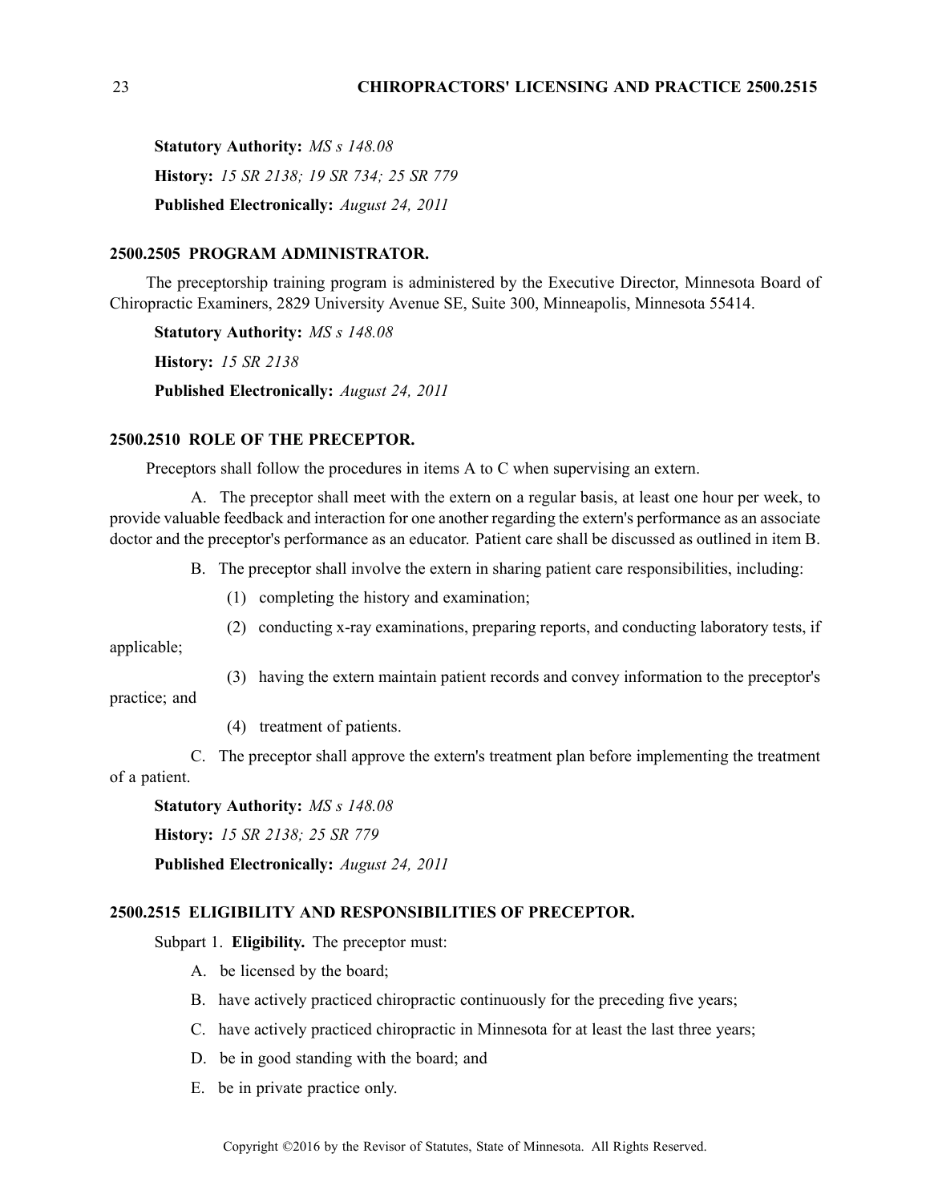**Statutory Authority:** *MS s 148.08*

**History:** *15 SR 2138; 19 SR 734; 25 SR 779*

**Published Electronically:** *August 24, 2011*

### 2500.2505 PROGRAM ADMINISTRATOR.

The preceptorship training program is administered by the Executive Director, Minnesota Board of Chiropractic Examiners, 2829 University Avenue SE, Suite 300, Minneapolis, Minnesota 55414.

**Statutory Authority:** *MS s 148.08*

**History:** *15 SR 2138*

**Published Electronically:** *August 24, 2011*

### 2500.2510 ROLE OF THE PRECEPTOR.

Preceptors shall follow the procedures in items A to C when supervising an extern.

A. The preceptor shall meet with the extern on a regular basis, at least one hour per week, to provide valuable feedback and interaction for one another regarding the extern's performance as an associate doctor and the preceptor's performance as an educator. Patient care shall be discussed as outlined in item B.

B. The preceptor shall involve the extern in sharing patient care responsibilities, including:

(1) completing the history and examination;

(2) conducting x-ray examinations, preparing reports, and conducting laboratory tests, if applicable;

(3) having the extern maintain patient records and convey information to the preceptor's practice; and

(4) treatment of patients.

C. The preceptor shall approve the extern's treatment plan before implementing the treatment of a patient.

**Statutory Authority:** *MS s 148.08*

**History:** *15 SR 2138; 25 SR 779*

**Published Electronically:** *August 24, 2011*

### 2500.2515 ELIGIBILITY AND RESPONSIBILITIES OF PRECEPTOR.

Subpart 1. **Eligibility.** The preceptor must:

A. be licensed by the board;

B. have actively practiced chiropractic continuously for the preceding five years;

C. have actively practiced chiropractic in Minnesota for at least the last three years;

D. be in good standing with the board; and

E. be in private practice only.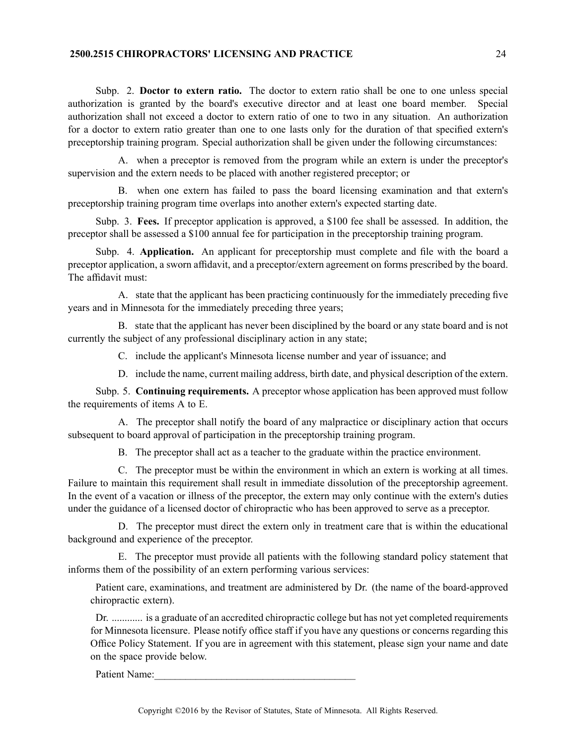Subp. 2. **Doctor to extern ratio.** The doctor to extern ratio shall be one to one unless special authorization is granted by the board's executive director and at least one board member. Special authorization shall not exceed a doctor to extern ratio of one to two in any situation. An authorization for a doctor to extern ratio greater than one to one lasts only for the duration of that specified extern's preceptorship training program. Special authorization shall be given under the following circumstances:

A. when a preceptor is removed from the program while an extern is under the preceptor's supervision and the extern needs to be placed with another registered preceptor; or

B. when one extern has failed to pass the board licensing examination and that extern's preceptorship training program time overlaps into another extern's expected starting date.

Subp. 3. **Fees.** If preceptor application is approved, a $100 fee shall be assessed. In addition, the preceptor shall be assessed a $100 annual fee for participation in the preceptorship training program.

Subp. 4. **Application.** An applicant for preceptorship must complete and file with the board a preceptor application, a sworn affidavit, and a preceptor/extern agreement on forms prescribed by the board. The affidavit must:

A. state that the applicant has been practicing continuously for the immediately preceding five years and in Minnesota for the immediately preceding three years;

B. state that the applicant has never been disciplined by the board or any state board and is not currently the subject of any professional disciplinary action in any state;

C. include the applicant's Minnesota license number and year of issuance; and

D. include the name, current mailing address, birth date, and physical description of the extern.

Subp. 5. **Continuing requirements.** A preceptor whose application has been approved must follow the requirements of items A to E.

A. The preceptor shall notify the board of any malpractice or disciplinary action that occurs subsequent to board approval of participation in the preceptorship training program.

B. The preceptor shall act as a teacher to the graduate within the practice environment.

C. The preceptor must be within the environment in which an extern is working at all times. Failure to maintain this requirement shall result in immediate dissolution of the preceptorship agreement. In the event of a vacation or illness of the preceptor, the extern may only continue with the extern's duties under the guidance of a licensed doctor of chiropractic who has been approved to serve as a preceptor.

D. The preceptor must direct the extern only in treatment care that is within the educational background and experience of the preceptor.

E. The preceptor must provide all patients with the following standard policy statement that informs them of the possibility of an extern performing various services:

> Patient care, examinations, and treatment are administered by Dr. (the name of the board-approved chiropractic extern).
>
> Dr. ............ is a graduate of an accredited chiropractic college but has not yet completed requirements for Minnesota licensure. Please notify office staff if you have any questions or concerns regarding this Office Policy Statement. If you are in agreement with this statement, please sign your name and date on the space provide below.
>
> Patient Name:_______________________________________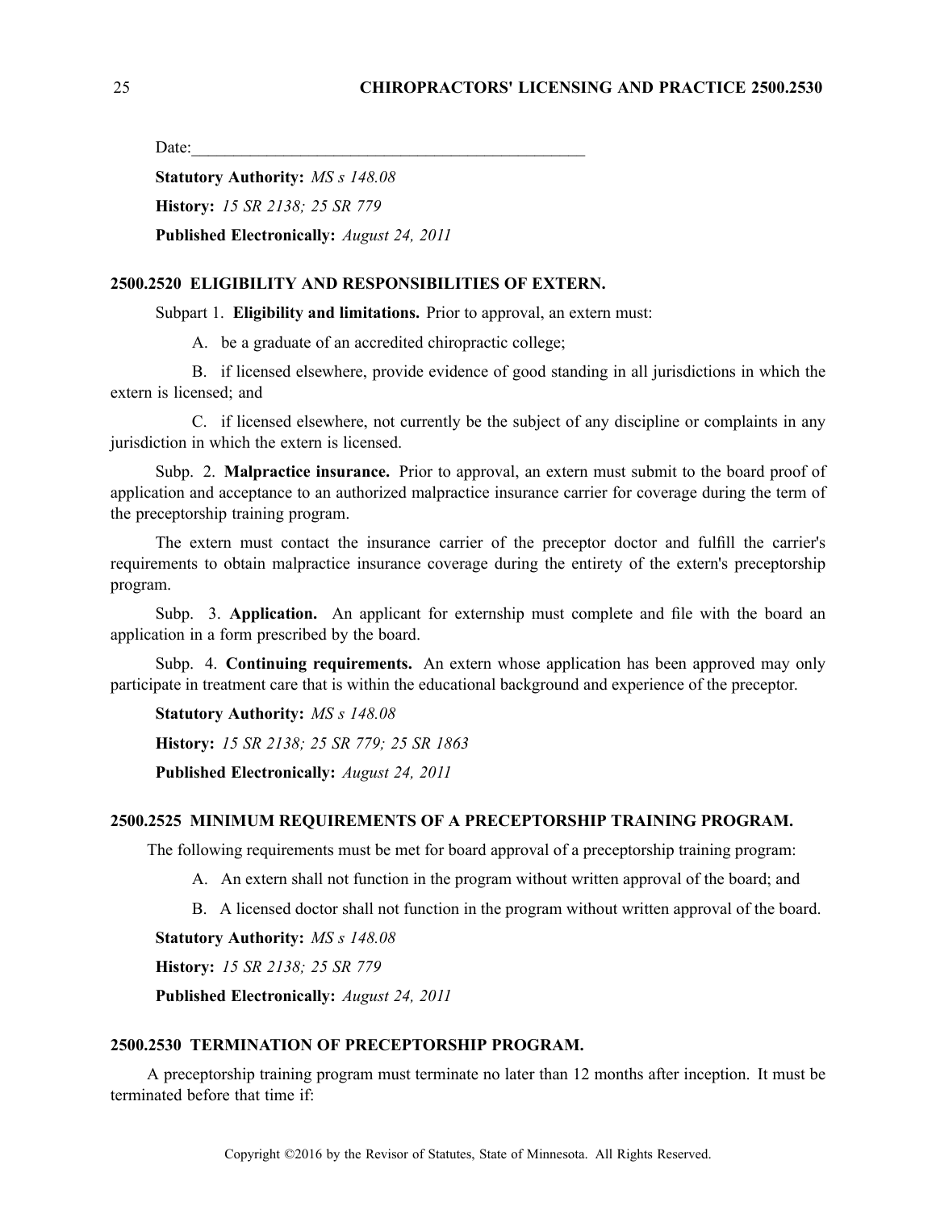Date:_______________________________________________

**Statutory Authority:** *MS s 148.08*

**History:** *15 SR 2138; 25 SR 779*

**Published Electronically:** *August 24, 2011*

## 2500.2520 ELIGIBILITY AND RESPONSIBILITIES OF EXTERN.

Subpart 1. **Eligibility and limitations.** Prior to approval, an extern must:

A. be a graduate of an accredited chiropractic college;

B. if licensed elsewhere, provide evidence of good standing in all jurisdictions in which the extern is licensed; and

C. if licensed elsewhere, not currently be the subject of any discipline or complaints in any jurisdiction in which the extern is licensed.

Subp. 2. **Malpractice insurance.** Prior to approval, an extern must submit to the board proof of application and acceptance to an authorized malpractice insurance carrier for coverage during the term of the preceptorship training program.

The extern must contact the insurance carrier of the preceptor doctor and fulfill the carrier's requirements to obtain malpractice insurance coverage during the entirety of the extern's preceptorship program.

Subp. 3. **Application.** An applicant for externship must complete and file with the board an application in a form prescribed by the board.

Subp. 4. **Continuing requirements.** An extern whose application has been approved may only participate in treatment care that is within the educational background and experience of the preceptor.

**Statutory Authority:** *MS s 148.08*

**History:** *15 SR 2138; 25 SR 779; 25 SR 1863*

**Published Electronically:** *August 24, 2011*

## 2500.2525 MINIMUM REQUIREMENTS OF A PRECEPTORSHIP TRAINING PROGRAM.

The following requirements must be met for board approval of a preceptorship training program:

A. An extern shall not function in the program without written approval of the board; and

B. A licensed doctor shall not function in the program without written approval of the board.

**Statutory Authority:** *MS s 148.08*

**History:** *15 SR 2138; 25 SR 779*

**Published Electronically:** *August 24, 2011*

## 2500.2530 TERMINATION OF PRECEPTORSHIP PROGRAM.

A preceptorship training program must terminate no later than 12 months after inception. It must be terminated before that time if: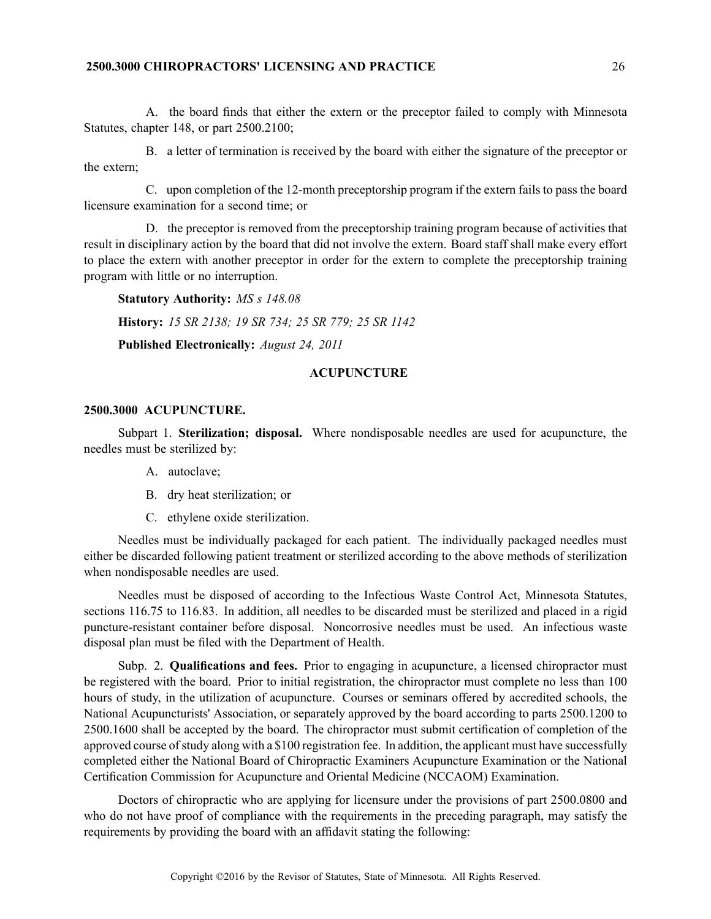A. the board finds that either the extern or the preceptor failed to comply with Minnesota Statutes, chapter 148, or part 2500.2100;

B. a letter of termination is received by the board with either the signature of the preceptor or the extern;

C. upon completion of the 12-month preceptorship program if the extern fails to pass the board licensure examination for a second time; or

D. the preceptor is removed from the preceptorship training program because of activities that result in disciplinary action by the board that did not involve the extern. Board staff shall make every effort to place the extern with another preceptor in order for the extern to complete the preceptorship training program with little or no interruption.

**Statutory Authority:** *MS s 148.08*

**History:** *15 SR 2138; 19 SR 734; 25 SR 779; 25 SR 1142*

**Published Electronically:** *August 24, 2011*

## ACUPUNCTURE

### 2500.3000 ACUPUNCTURE.

Subpart 1. **Sterilization; disposal.** Where nondisposable needles are used for acupuncture, the needles must be sterilized by:

A. autoclave;

B. dry heat sterilization; or

C. ethylene oxide sterilization.

Needles must be individually packaged for each patient. The individually packaged needles must either be discarded following patient treatment or sterilized according to the above methods of sterilization when nondisposable needles are used.

Needles must be disposed of according to the Infectious Waste Control Act, Minnesota Statutes, sections 116.75 to 116.83. In addition, all needles to be discarded must be sterilized and placed in a rigid puncture-resistant container before disposal. Noncorrosive needles must be used. An infectious waste disposal plan must be filed with the Department of Health.

Subp. 2. **Qualifications and fees.** Prior to engaging in acupuncture, a licensed chiropractor must be registered with the board. Prior to initial registration, the chiropractor must complete no less than 100 hours of study, in the utilization of acupuncture. Courses or seminars offered by accredited schools, the National Acupuncturists' Association, or separately approved by the board according to parts 2500.1200 to 2500.1600 shall be accepted by the board. The chiropractor must submit certification of completion of the approved course of study along with a $100 registration fee. In addition, the applicant must have successfully completed either the National Board of Chiropractic Examiners Acupuncture Examination or the National Certification Commission for Acupuncture and Oriental Medicine (NCCAOM) Examination.

Doctors of chiropractic who are applying for licensure under the provisions of part 2500.0800 and who do not have proof of compliance with the requirements in the preceding paragraph, may satisfy the requirements by providing the board with an affidavit stating the following: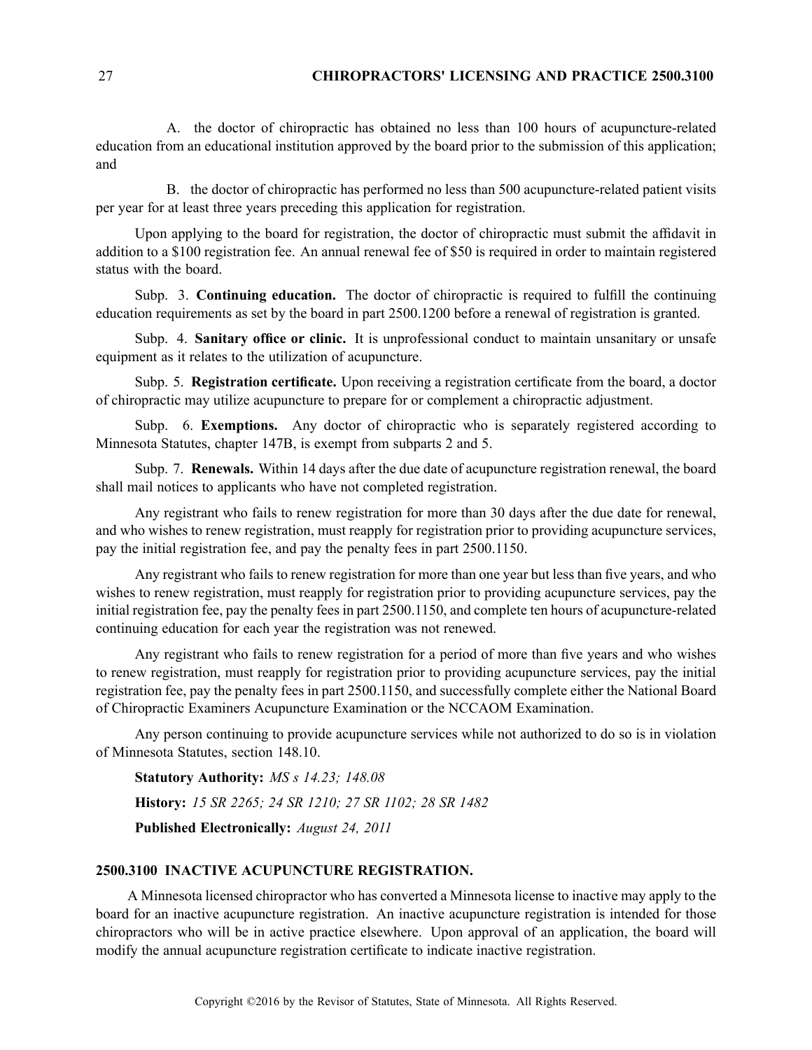A. the doctor of chiropractic has obtained no less than 100 hours of acupuncture-related education from an educational institution approved by the board prior to the submission of this application; and

B. the doctor of chiropractic has performed no less than 500 acupuncture-related patient visits per year for at least three years preceding this application for registration.

Upon applying to the board for registration, the doctor of chiropractic must submit the affidavit in addition to a $100 registration fee. An annual renewal fee of $50 is required in order to maintain registered status with the board.

Subp. 3. **Continuing education.** The doctor of chiropractic is required to fulfill the continuing education requirements as set by the board in part 2500.1200 before a renewal of registration is granted.

Subp. 4. **Sanitary office or clinic.** It is unprofessional conduct to maintain unsanitary or unsafe equipment as it relates to the utilization of acupuncture.

Subp. 5. **Registration certificate.** Upon receiving a registration certificate from the board, a doctor of chiropractic may utilize acupuncture to prepare for or complement a chiropractic adjustment.

Subp. 6. **Exemptions.** Any doctor of chiropractic who is separately registered according to Minnesota Statutes, chapter 147B, is exempt from subparts 2 and 5.

Subp. 7. **Renewals.** Within 14 days after the due date of acupuncture registration renewal, the board shall mail notices to applicants who have not completed registration.

Any registrant who fails to renew registration for more than 30 days after the due date for renewal, and who wishes to renew registration, must reapply for registration prior to providing acupuncture services, pay the initial registration fee, and pay the penalty fees in part 2500.1150.

Any registrant who fails to renew registration for more than one year but less than five years, and who wishes to renew registration, must reapply for registration prior to providing acupuncture services, pay the initial registration fee, pay the penalty fees in part 2500.1150, and complete ten hours of acupuncture-related continuing education for each year the registration was not renewed.

Any registrant who fails to renew registration for a period of more than five years and who wishes to renew registration, must reapply for registration prior to providing acupuncture services, pay the initial registration fee, pay the penalty fees in part 2500.1150, and successfully complete either the National Board of Chiropractic Examiners Acupuncture Examination or the NCCAOM Examination.

Any person continuing to provide acupuncture services while not authorized to do so is in violation of Minnesota Statutes, section 148.10.

**Statutory Authority:** *MS s 14.23; 148.08*

**History:** *15 SR 2265; 24 SR 1210; 27 SR 1102; 28 SR 1482*

**Published Electronically:** *August 24, 2011*

## 2500.3100 INACTIVE ACUPUNCTURE REGISTRATION.

A Minnesota licensed chiropractor who has converted a Minnesota license to inactive may apply to the board for an inactive acupuncture registration. An inactive acupuncture registration is intended for those chiropractors who will be in active practice elsewhere. Upon approval of an application, the board will modify the annual acupuncture registration certificate to indicate inactive registration.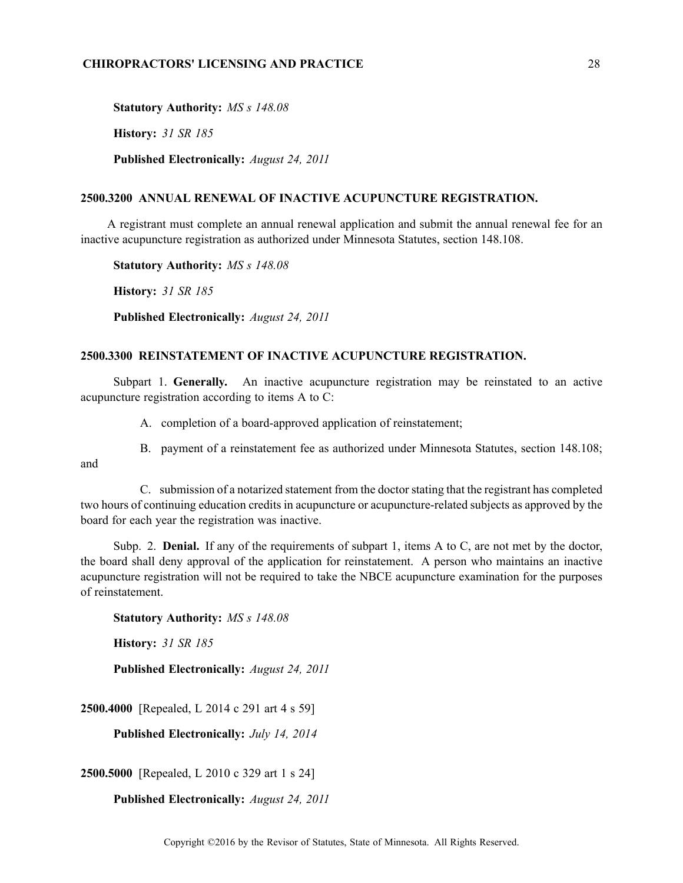**Statutory Authority:** *MS s 148.08*

**History:** *31 SR 185*

**Published Electronically:** *August 24, 2011*

## 2500.3200 ANNUAL RENEWAL OF INACTIVE ACUPUNCTURE REGISTRATION.

A registrant must complete an annual renewal application and submit the annual renewal fee for an inactive acupuncture registration as authorized under Minnesota Statutes, section 148.108.

**Statutory Authority:** *MS s 148.08*

**History:** *31 SR 185*

**Published Electronically:** *August 24, 2011*

## 2500.3300 REINSTATEMENT OF INACTIVE ACUPUNCTURE REGISTRATION.

Subpart 1. **Generally.** An inactive acupuncture registration may be reinstated to an active acupuncture registration according to items A to C:

A. completion of a board-approved application of reinstatement;

B. payment of a reinstatement fee as authorized under Minnesota Statutes, section 148.108; and

C. submission of a notarized statement from the doctor stating that the registrant has completed two hours of continuing education credits in acupuncture or acupuncture-related subjects as approved by the board for each year the registration was inactive.

Subp. 2. **Denial.** If any of the requirements of subpart 1, items A to C, are not met by the doctor, the board shall deny approval of the application for reinstatement. A person who maintains an inactive acupuncture registration will not be required to take the NBCE acupuncture examination for the purposes of reinstatement.

**Statutory Authority:** *MS s 148.08*

**History:** *31 SR 185*

**Published Electronically:** *August 24, 2011*

**2500.4000** [Repealed, L 2014 c 291 art 4 s 59]

**Published Electronically:** *July 14, 2014*

**2500.5000** [Repealed, L 2010 c 329 art 1 s 24]

**Published Electronically:** *August 24, 2011*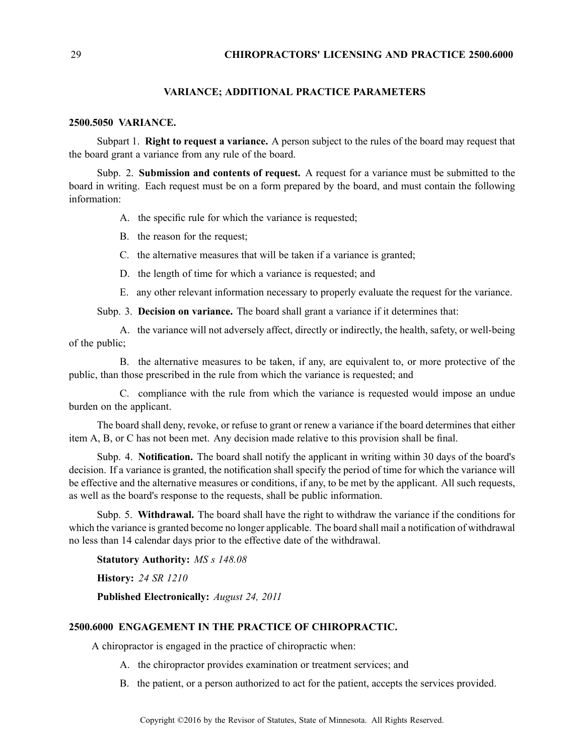## VARIANCE; ADDITIONAL PRACTICE PARAMETERS

### 2500.5050 VARIANCE.

Subpart 1. **Right to request a variance.** A person subject to the rules of the board may request that the board grant a variance from any rule of the board.

Subp. 2. **Submission and contents of request.** A request for a variance must be submitted to the board in writing. Each request must be on a form prepared by the board, and must contain the following information:

A. the specific rule for which the variance is requested;

B. the reason for the request;

C. the alternative measures that will be taken if a variance is granted;

D. the length of time for which a variance is requested; and

E. any other relevant information necessary to properly evaluate the request for the variance.

Subp. 3. **Decision on variance.** The board shall grant a variance if it determines that:

A. the variance will not adversely affect, directly or indirectly, the health, safety, or well-being of the public;

B. the alternative measures to be taken, if any, are equivalent to, or more protective of the public, than those prescribed in the rule from which the variance is requested; and

C. compliance with the rule from which the variance is requested would impose an undue burden on the applicant.

The board shall deny, revoke, or refuse to grant or renew a variance if the board determines that either item A, B, or C has not been met. Any decision made relative to this provision shall be final.

Subp. 4. **Notification.** The board shall notify the applicant in writing within 30 days of the board's decision. If a variance is granted, the notification shall specify the period of time for which the variance will be effective and the alternative measures or conditions, if any, to be met by the applicant. All such requests, as well as the board's response to the requests, shall be public information.

Subp. 5. **Withdrawal.** The board shall have the right to withdraw the variance if the conditions for which the variance is granted become no longer applicable. The board shall mail a notification of withdrawal no less than 14 calendar days prior to the effective date of the withdrawal.

**Statutory Authority:** *MS s 148.08*

**History:** *24 SR 1210*

**Published Electronically:** *August 24, 2011*

### 2500.6000 ENGAGEMENT IN THE PRACTICE OF CHIROPRACTIC.

A chiropractor is engaged in the practice of chiropractic when:

A. the chiropractor provides examination or treatment services; and

B. the patient, or a person authorized to act for the patient, accepts the services provided.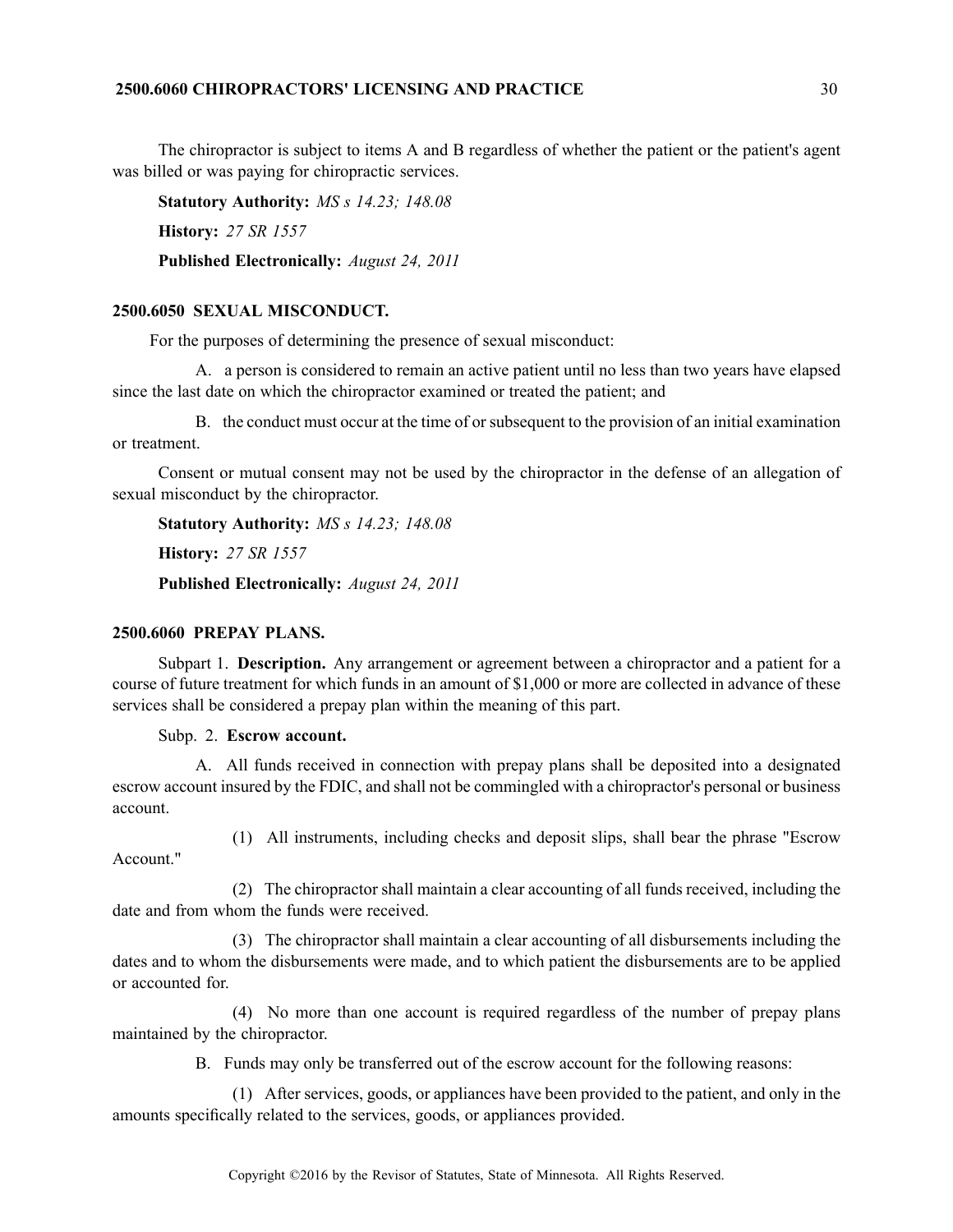The chiropractor is subject to items A and B regardless of whether the patient or the patient's agent was billed or was paying for chiropractic services.

**Statutory Authority:** *MS s 14.23; 148.08*

**History:** *27 SR 1557*

**Published Electronically:** *August 24, 2011*

## 2500.6050 SEXUAL MISCONDUCT.

For the purposes of determining the presence of sexual misconduct:

A. a person is considered to remain an active patient until no less than two years have elapsed since the last date on which the chiropractor examined or treated the patient; and

B. the conduct must occur at the time of or subsequent to the provision of an initial examination or treatment.

Consent or mutual consent may not be used by the chiropractor in the defense of an allegation of sexual misconduct by the chiropractor.

**Statutory Authority:** *MS s 14.23; 148.08*

**History:** *27 SR 1557*

**Published Electronically:** *August 24, 2011*

## 2500.6060 PREPAY PLANS.

Subpart 1. **Description.** Any arrangement or agreement between a chiropractor and a patient for a course of future treatment for which funds in an amount of $1,000 or more are collected in advance of these services shall be considered a prepay plan within the meaning of this part.

Subp. 2. **Escrow account.**

A. All funds received in connection with prepay plans shall be deposited into a designated escrow account insured by the FDIC, and shall not be commingled with a chiropractor's personal or business account.

(1) All instruments, including checks and deposit slips, shall bear the phrase "Escrow Account."

(2) The chiropractor shall maintain a clear accounting of all funds received, including the date and from whom the funds were received.

(3) The chiropractor shall maintain a clear accounting of all disbursements including the dates and to whom the disbursements were made, and to which patient the disbursements are to be applied or accounted for.

(4) No more than one account is required regardless of the number of prepay plans maintained by the chiropractor.

B. Funds may only be transferred out of the escrow account for the following reasons:

(1) After services, goods, or appliances have been provided to the patient, and only in the amounts specifically related to the services, goods, or appliances provided.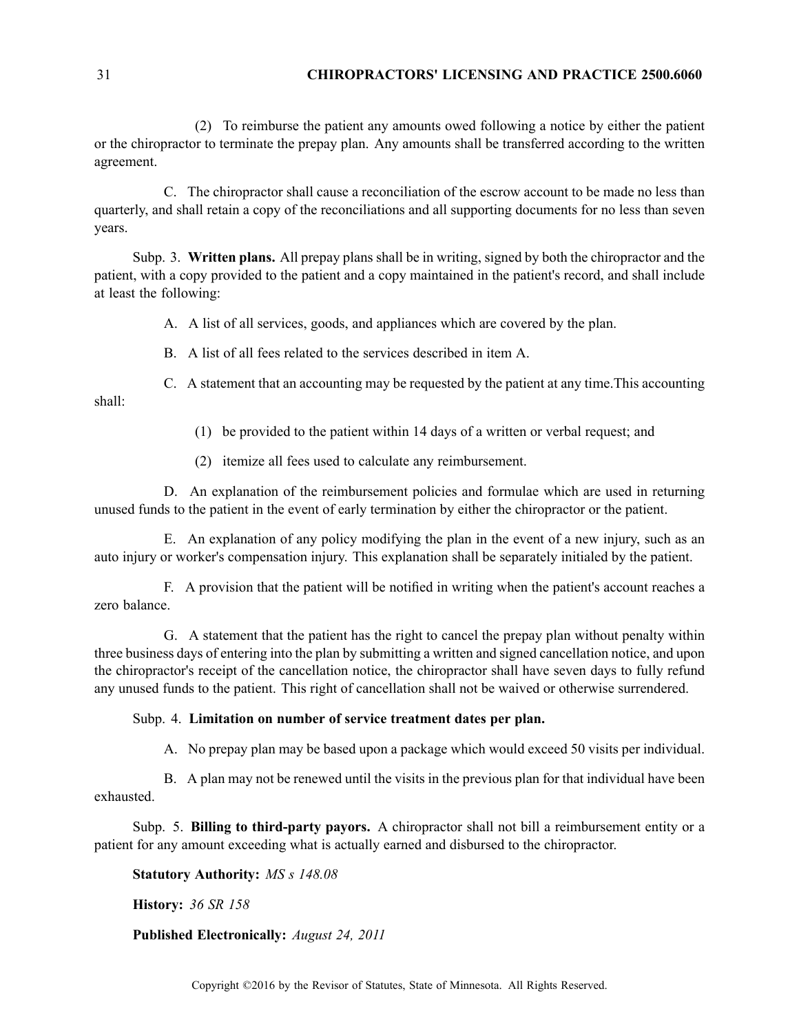(2) To reimburse the patient any amounts owed following a notice by either the patient or the chiropractor to terminate the prepay plan. Any amounts shall be transferred according to the written agreement.

C. The chiropractor shall cause a reconciliation of the escrow account to be made no less than quarterly, and shall retain a copy of the reconciliations and all supporting documents for no less than seven years.

Subp. 3. **Written plans.** All prepay plans shall be in writing, signed by both the chiropractor and the patient, with a copy provided to the patient and a copy maintained in the patient's record, and shall include at least the following:

A. A list of all services, goods, and appliances which are covered by the plan.

B. A list of all fees related to the services described in item A.

C. A statement that an accounting may be requested by the patient at any time.This accounting shall:

(1) be provided to the patient within 14 days of a written or verbal request; and

(2) itemize all fees used to calculate any reimbursement.

D. An explanation of the reimbursement policies and formulae which are used in returning unused funds to the patient in the event of early termination by either the chiropractor or the patient.

E. An explanation of any policy modifying the plan in the event of a new injury, such as an auto injury or worker's compensation injury. This explanation shall be separately initialed by the patient.

F. A provision that the patient will be notified in writing when the patient's account reaches a zero balance.

G. A statement that the patient has the right to cancel the prepay plan without penalty within three business days of entering into the plan by submitting a written and signed cancellation notice, and upon the chiropractor's receipt of the cancellation notice, the chiropractor shall have seven days to fully refund any unused funds to the patient. This right of cancellation shall not be waived or otherwise surrendered.

Subp. 4. **Limitation on number of service treatment dates per plan.**

A. No prepay plan may be based upon a package which would exceed 50 visits per individual.

B. A plan may not be renewed until the visits in the previous plan for that individual have been exhausted.

Subp. 5. **Billing to third-party payors.** A chiropractor shall not bill a reimbursement entity or a patient for any amount exceeding what is actually earned and disbursed to the chiropractor.

**Statutory Authority:** *MS s 148.08*

**History:** *36 SR 158*

**Published Electronically:** *August 24, 2011*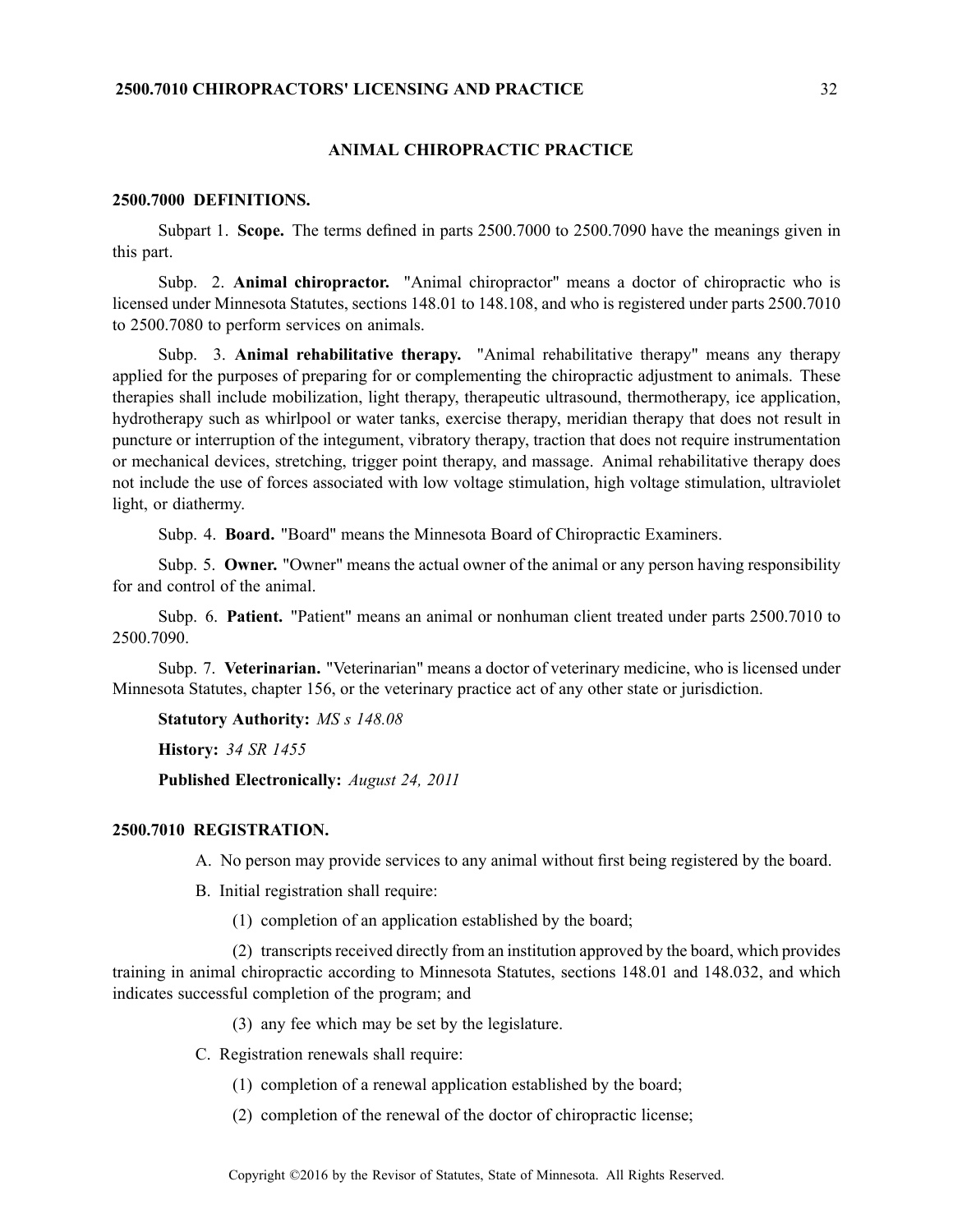## ANIMAL CHIROPRACTIC PRACTICE

### 2500.7000 DEFINITIONS.

Subpart 1. **Scope.** The terms defined in parts 2500.7000 to 2500.7090 have the meanings given in this part.

Subp. 2. **Animal chiropractor.** "Animal chiropractor" means a doctor of chiropractic who is licensed under Minnesota Statutes, sections 148.01 to 148.108, and who is registered under parts 2500.7010 to 2500.7080 to perform services on animals.

Subp. 3. **Animal rehabilitative therapy.** "Animal rehabilitative therapy" means any therapy applied for the purposes of preparing for or complementing the chiropractic adjustment to animals. These therapies shall include mobilization, light therapy, therapeutic ultrasound, thermotherapy, ice application, hydrotherapy such as whirlpool or water tanks, exercise therapy, meridian therapy that does not result in puncture or interruption of the integument, vibratory therapy, traction that does not require instrumentation or mechanical devices, stretching, trigger point therapy, and massage. Animal rehabilitative therapy does not include the use of forces associated with low voltage stimulation, high voltage stimulation, ultraviolet light, or diathermy.

Subp. 4. **Board.** "Board" means the Minnesota Board of Chiropractic Examiners.

Subp. 5. **Owner.** "Owner" means the actual owner of the animal or any person having responsibility for and control of the animal.

Subp. 6. **Patient.** "Patient" means an animal or nonhuman client treated under parts 2500.7010 to 2500.7090.

Subp. 7. **Veterinarian.** "Veterinarian" means a doctor of veterinary medicine, who is licensed under Minnesota Statutes, chapter 156, or the veterinary practice act of any other state or jurisdiction.

**Statutory Authority:** *MS s 148.08*

**History:** *34 SR 1455*

**Published Electronically:** *August 24, 2011*

### 2500.7010 REGISTRATION.

A. No person may provide services to any animal without first being registered by the board.

B. Initial registration shall require:

(1) completion of an application established by the board;

(2) transcripts received directly from an institution approved by the board, which provides training in animal chiropractic according to Minnesota Statutes, sections 148.01 and 148.032, and which indicates successful completion of the program; and

(3) any fee which may be set by the legislature.

C. Registration renewals shall require:

(1) completion of a renewal application established by the board;

(2) completion of the renewal of the doctor of chiropractic license;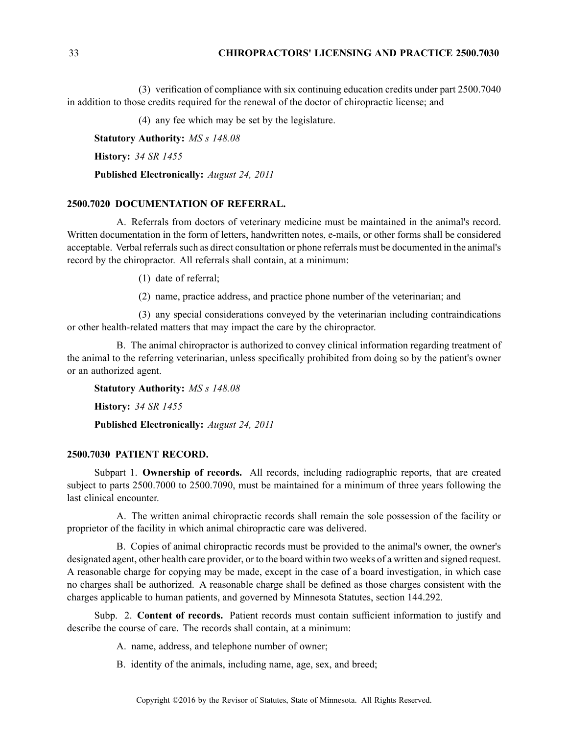(3) verification of compliance with six continuing education credits under part 2500.7040 in addition to those credits required for the renewal of the doctor of chiropractic license; and

(4) any fee which may be set by the legislature.

**Statutory Authority:** *MS s 148.08*

**History:** *34 SR 1455*

**Published Electronically:** *August 24, 2011*

### 2500.7020 DOCUMENTATION OF REFERRAL.

A. Referrals from doctors of veterinary medicine must be maintained in the animal's record. Written documentation in the form of letters, handwritten notes, e-mails, or other forms shall be considered acceptable. Verbal referrals such as direct consultation or phone referrals must be documented in the animal's record by the chiropractor. All referrals shall contain, at a minimum:

(1) date of referral;

(2) name, practice address, and practice phone number of the veterinarian; and

(3) any special considerations conveyed by the veterinarian including contraindications or other health-related matters that may impact the care by the chiropractor.

B. The animal chiropractor is authorized to convey clinical information regarding treatment of the animal to the referring veterinarian, unless specifically prohibited from doing so by the patient's owner or an authorized agent.

**Statutory Authority:** *MS s 148.08*

**History:** *34 SR 1455*

**Published Electronically:** *August 24, 2011*

### 2500.7030 PATIENT RECORD.

Subpart 1. **Ownership of records.** All records, including radiographic reports, that are created subject to parts 2500.7000 to 2500.7090, must be maintained for a minimum of three years following the last clinical encounter.

A. The written animal chiropractic records shall remain the sole possession of the facility or proprietor of the facility in which animal chiropractic care was delivered.

B. Copies of animal chiropractic records must be provided to the animal's owner, the owner's designated agent, other health care provider, or to the board within two weeks of a written and signed request. A reasonable charge for copying may be made, except in the case of a board investigation, in which case no charges shall be authorized. A reasonable charge shall be defined as those charges consistent with the charges applicable to human patients, and governed by Minnesota Statutes, section 144.292.

Subp. 2. **Content of records.** Patient records must contain sufficient information to justify and describe the course of care. The records shall contain, at a minimum:

A. name, address, and telephone number of owner;

B. identity of the animals, including name, age, sex, and breed;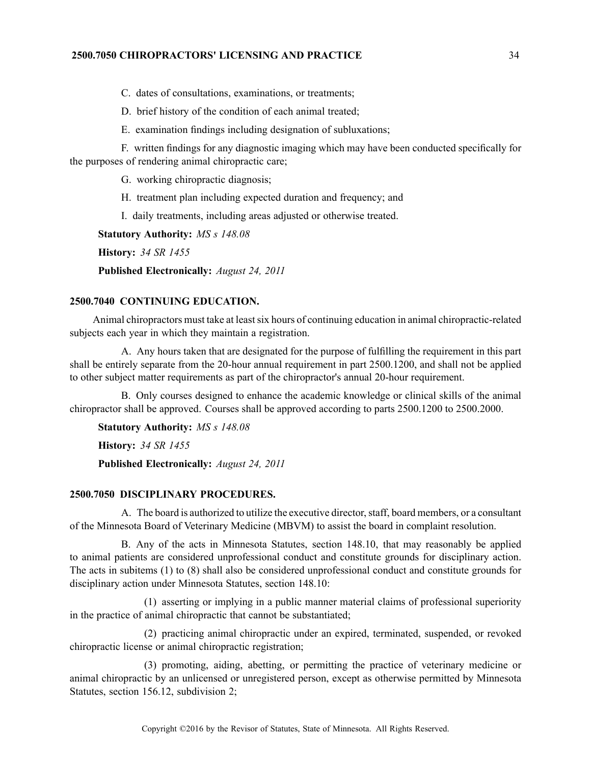C. dates of consultations, examinations, or treatments;

D. brief history of the condition of each animal treated;

E. examination findings including designation of subluxations;

F. written findings for any diagnostic imaging which may have been conducted specifically for the purposes of rendering animal chiropractic care;

G. working chiropractic diagnosis;

H. treatment plan including expected duration and frequency; and

I. daily treatments, including areas adjusted or otherwise treated.

**Statutory Authority:** *MS s 148.08*

**History:** *34 SR 1455*

**Published Electronically:** *August 24, 2011*

### 2500.7040 CONTINUING EDUCATION.

Animal chiropractors must take at least six hours of continuing education in animal chiropractic-related subjects each year in which they maintain a registration.

A. Any hours taken that are designated for the purpose of fulfilling the requirement in this part shall be entirely separate from the 20-hour annual requirement in part 2500.1200, and shall not be applied to other subject matter requirements as part of the chiropractor's annual 20-hour requirement.

B. Only courses designed to enhance the academic knowledge or clinical skills of the animal chiropractor shall be approved. Courses shall be approved according to parts 2500.1200 to 2500.2000.

**Statutory Authority:** *MS s 148.08*

**History:** *34 SR 1455*

**Published Electronically:** *August 24, 2011*

### 2500.7050 DISCIPLINARY PROCEDURES.

A. The board is authorized to utilize the executive director, staff, board members, or a consultant of the Minnesota Board of Veterinary Medicine (MBVM) to assist the board in complaint resolution.

B. Any of the acts in Minnesota Statutes, section 148.10, that may reasonably be applied to animal patients are considered unprofessional conduct and constitute grounds for disciplinary action. The acts in subitems (1) to (8) shall also be considered unprofessional conduct and constitute grounds for disciplinary action under Minnesota Statutes, section 148.10:

(1) asserting or implying in a public manner material claims of professional superiority in the practice of animal chiropractic that cannot be substantiated;

(2) practicing animal chiropractic under an expired, terminated, suspended, or revoked chiropractic license or animal chiropractic registration;

(3) promoting, aiding, abetting, or permitting the practice of veterinary medicine or animal chiropractic by an unlicensed or unregistered person, except as otherwise permitted by Minnesota Statutes, section 156.12, subdivision 2;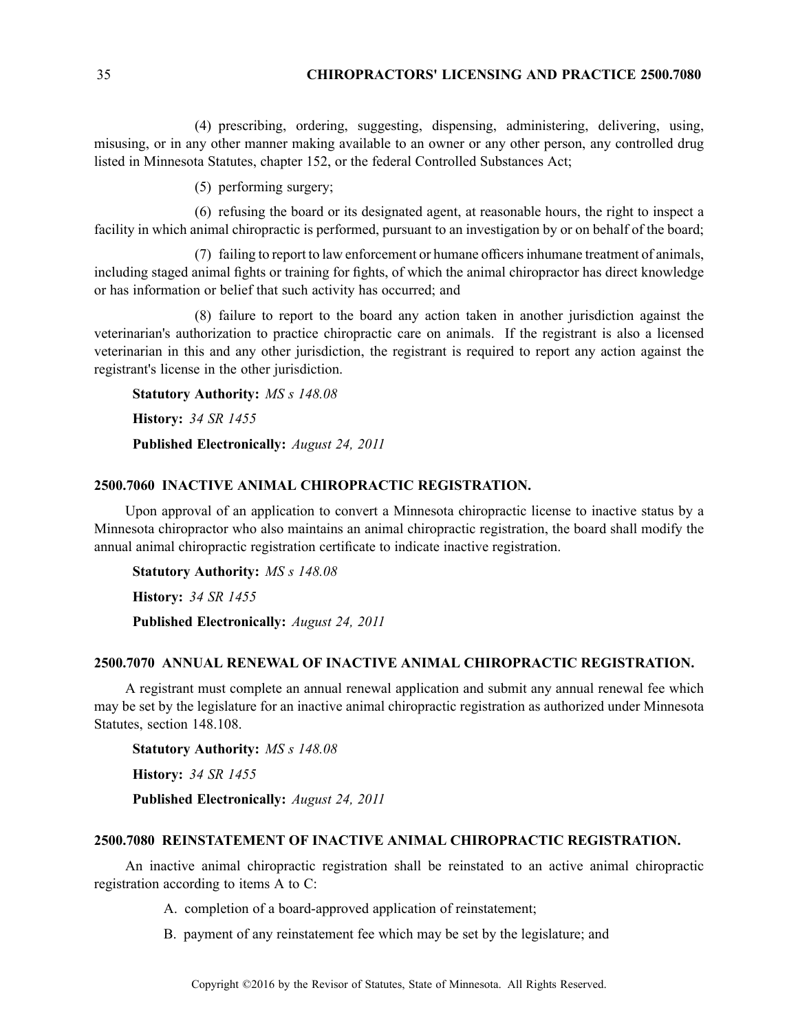(4) prescribing, ordering, suggesting, dispensing, administering, delivering, using, misusing, or in any other manner making available to an owner or any other person, any controlled drug listed in Minnesota Statutes, chapter 152, or the federal Controlled Substances Act;

(5) performing surgery;

(6) refusing the board or its designated agent, at reasonable hours, the right to inspect a facility in which animal chiropractic is performed, pursuant to an investigation by or on behalf of the board;

(7) failing to report to law enforcement or humane officers inhumane treatment of animals, including staged animal fights or training for fights, of which the animal chiropractor has direct knowledge or has information or belief that such activity has occurred; and

(8) failure to report to the board any action taken in another jurisdiction against the veterinarian's authorization to practice chiropractic care on animals. If the registrant is also a licensed veterinarian in this and any other jurisdiction, the registrant is required to report any action against the registrant's license in the other jurisdiction.

**Statutory Authority:** *MS s 148.08*

**History:** *34 SR 1455*

**Published Electronically:** *August 24, 2011*

### 2500.7060 INACTIVE ANIMAL CHIROPRACTIC REGISTRATION.

Upon approval of an application to convert a Minnesota chiropractic license to inactive status by a Minnesota chiropractor who also maintains an animal chiropractic registration, the board shall modify the annual animal chiropractic registration certificate to indicate inactive registration.

**Statutory Authority:** *MS s 148.08*

**History:** *34 SR 1455*

**Published Electronically:** *August 24, 2011*

### 2500.7070 ANNUAL RENEWAL OF INACTIVE ANIMAL CHIROPRACTIC REGISTRATION.

A registrant must complete an annual renewal application and submit any annual renewal fee which may be set by the legislature for an inactive animal chiropractic registration as authorized under Minnesota Statutes, section 148.108.

**Statutory Authority:** *MS s 148.08*

**History:** *34 SR 1455*

**Published Electronically:** *August 24, 2011*

### 2500.7080 REINSTATEMENT OF INACTIVE ANIMAL CHIROPRACTIC REGISTRATION.

An inactive animal chiropractic registration shall be reinstated to an active animal chiropractic registration according to items A to C:

A. completion of a board-approved application of reinstatement;

B. payment of any reinstatement fee which may be set by the legislature; and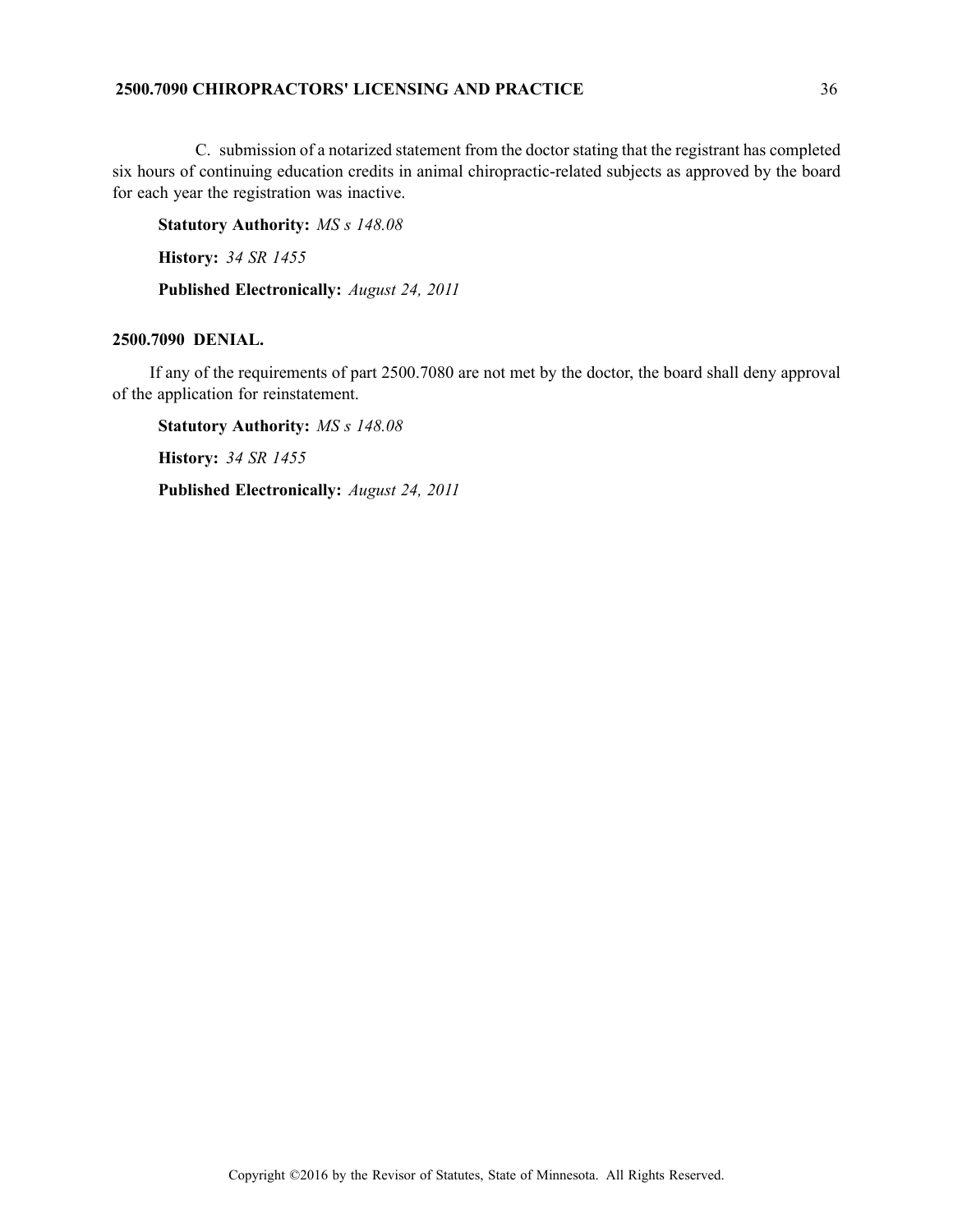C. submission of a notarized statement from the doctor stating that the registrant has completed six hours of continuing education credits in animal chiropractic-related subjects as approved by the board for each year the registration was inactive.

**Statutory Authority:** *MS s 148.08*

**History:** *34 SR 1455*

**Published Electronically:** *August 24, 2011*

### 2500.7090 DENIAL.

If any of the requirements of part 2500.7080 are not met by the doctor, the board shall deny approval of the application for reinstatement.

**Statutory Authority:** *MS s 148.08*

**History:** *34 SR 1455*

**Published Electronically:** *August 24, 2011*